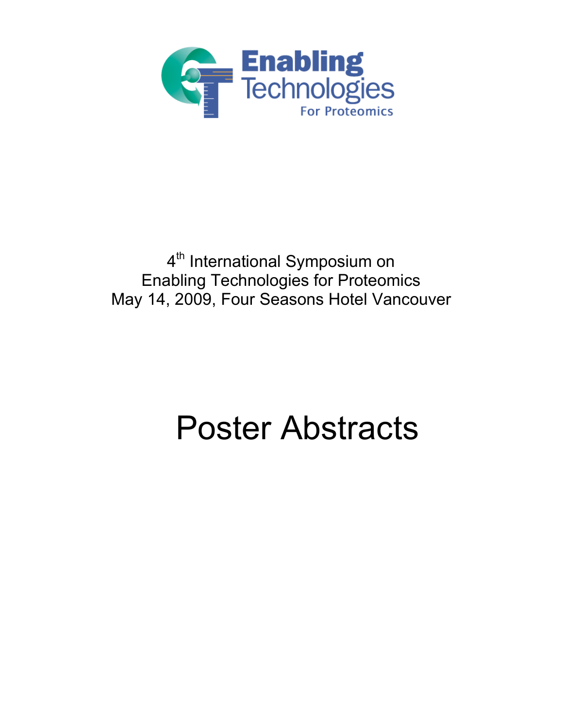Enabling Technologies For Proteomics

4th International Symposium on
Enabling Technologies for Proteomics
May 14, 2009, Four Seasons Hotel Vancouver

# Poster Abstracts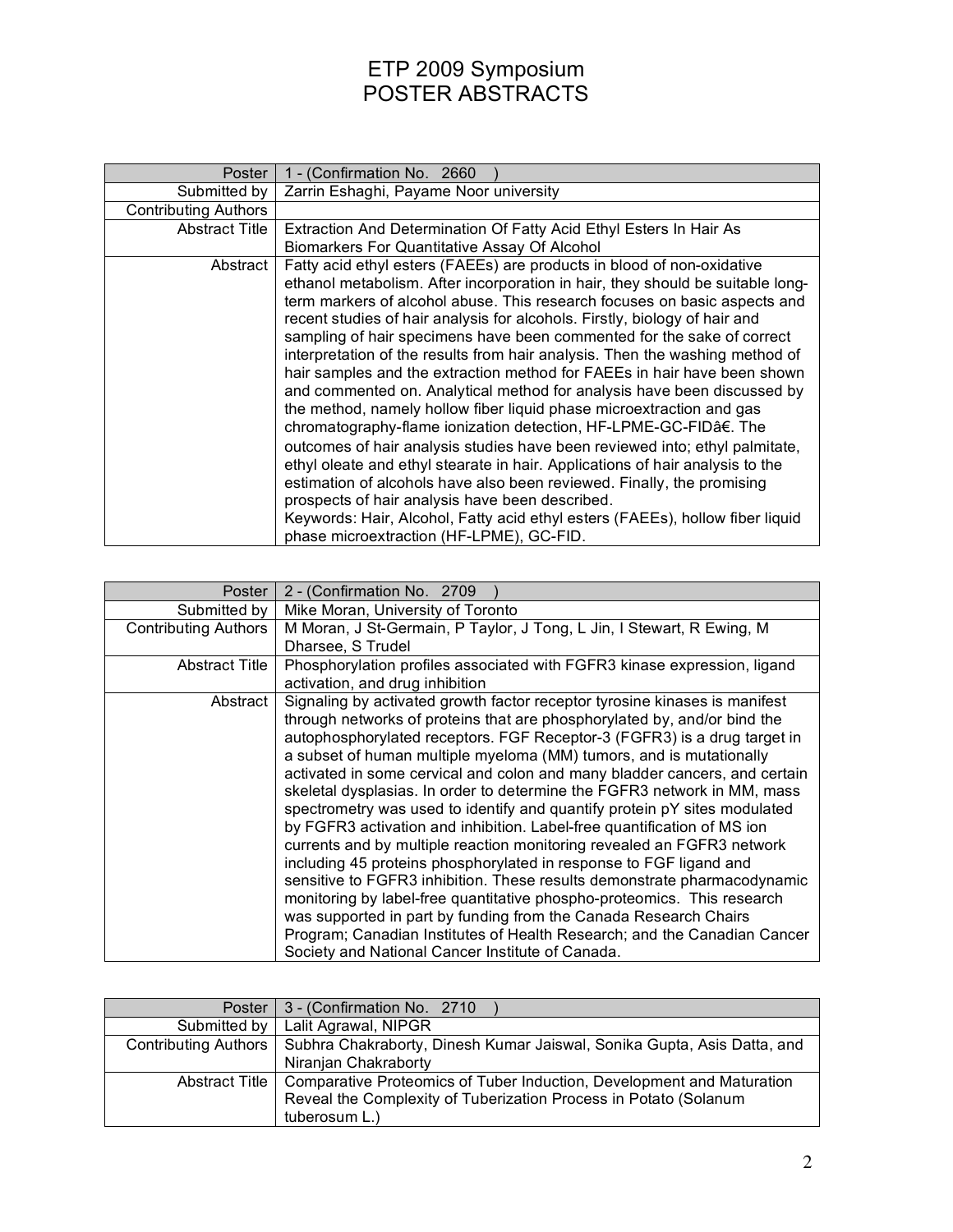# ETP 2009 Symposium
# POSTER ABSTRACTS

| Poster | 1 - (Confirmation No. 2660 ) |
|---|---|
| Submitted by | Zarrin Eshaghi, Payame Noor university |
| Contributing Authors | |
| Abstract Title | Extraction And Determination Of Fatty Acid Ethyl Esters In Hair As Biomarkers For Quantitative Assay Of Alcohol |
| Abstract | Fatty acid ethyl esters (FAEEs) are products in blood of non-oxidative ethanol metabolism. After incorporation in hair, they should be suitable long-term markers of alcohol abuse. This research focuses on basic aspects and recent studies of hair analysis for alcohols. Firstly, biology of hair and sampling of hair specimens have been commented for the sake of correct interpretation of the results from hair analysis. Then the washing method of hair samples and the extraction method for FAEEs in hair have been shown and commented on. Analytical method for analysis have been discussed by the method, namely hollow fiber liquid phase microextraction and gas chromatography-flame ionization detection, HF-LPME-GC-FIDâ€. The outcomes of hair analysis studies have been reviewed into; ethyl palmitate, ethyl oleate and ethyl stearate in hair. Applications of hair analysis to the estimation of alcohols have also been reviewed. Finally, the promising prospects of hair analysis have been described. Keywords: Hair, Alcohol, Fatty acid ethyl esters (FAEEs), hollow fiber liquid phase microextraction (HF-LPME), GC-FID. |

| Poster | 2 - (Confirmation No. 2709 ) |
|---|---|
| Submitted by | Mike Moran, University of Toronto |
| Contributing Authors | M Moran, J St-Germain, P Taylor, J Tong, L Jin, I Stewart, R Ewing, M Dharsee, S Trudel |
| Abstract Title | Phosphorylation profiles associated with FGFR3 kinase expression, ligand activation, and drug inhibition |
| Abstract | Signaling by activated growth factor receptor tyrosine kinases is manifest through networks of proteins that are phosphorylated by, and/or bind the autophosphorylated receptors. FGF Receptor-3 (FGFR3) is a drug target in a subset of human multiple myeloma (MM) tumors, and is mutationally activated in some cervical and colon and many bladder cancers, and certain skeletal dysplasias. In order to determine the FGFR3 network in MM, mass spectrometry was used to identify and quantify protein pY sites modulated by FGFR3 activation and inhibition. Label-free quantification of MS ion currents and by multiple reaction monitoring revealed an FGFR3 network including 45 proteins phosphorylated in response to FGF ligand and sensitive to FGFR3 inhibition. These results demonstrate pharmacodynamic monitoring by label-free quantitative phospho-proteomics. This research was supported in part by funding from the Canada Research Chairs Program; Canadian Institutes of Health Research; and the Canadian Cancer Society and National Cancer Institute of Canada. |

| Poster | 3 - (Confirmation No. 2710 ) |
|---|---|
| Submitted by | Lalit Agrawal, NIPGR |
| Contributing Authors | Subhra Chakraborty, Dinesh Kumar Jaiswal, Sonika Gupta, Asis Datta, and Niranjan Chakraborty |
| Abstract Title | Comparative Proteomics of Tuber Induction, Development and Maturation Reveal the Complexity of Tuberization Process in Potato (Solanum tuberosum L.) |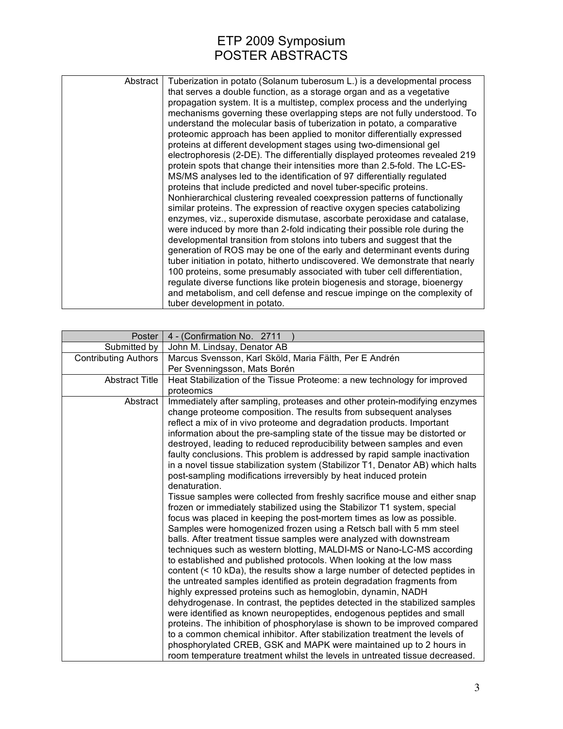# ETP 2009 Symposium
# POSTER ABSTRACTS

| | |
|---|---|
| Abstract | Tuberization in potato (Solanum tuberosum L.) is a developmental process that serves a double function, as a storage organ and as a vegetative propagation system. It is a multistep, complex process and the underlying mechanisms governing these overlapping steps are not fully understood. To understand the molecular basis of tuberization in potato, a comparative proteomic approach has been applied to monitor differentially expressed proteins at different development stages using two-dimensional gel electrophoresis (2-DE). The differentially displayed proteomes revealed 219 protein spots that change their intensities more than 2.5-fold. The LC-ES-MS/MS analyses led to the identification of 97 differentially regulated proteins that include predicted and novel tuber-specific proteins. Nonhierarchical clustering revealed coexpression patterns of functionally similar proteins. The expression of reactive oxygen species catabolizing enzymes, viz., superoxide dismutase, ascorbate peroxidase and catalase, were induced by more than 2-fold indicating their possible role during the developmental transition from stolons into tubers and suggest that the generation of ROS may be one of the early and determinant events during tuber initiation in potato, hitherto undiscovered. We demonstrate that nearly 100 proteins, some presumably associated with tuber cell differentiation, regulate diverse functions like protein biogenesis and storage, bioenergy and metabolism, and cell defense and rescue impinge on the complexity of tuber development in potato. |

| Poster | 4 - (Confirmation No. 2711 ) |
|---|---|
| Submitted by | John M. Lindsay, Denator AB |
| Contributing Authors | Marcus Svensson, Karl Sköld, Maria Fälth, Per E Andrén<br>Per Svenningsson, Mats Borén |
| Abstract Title | Heat Stabilization of the Tissue Proteome: a new technology for improved proteomics |
| Abstract | Immediately after sampling, proteases and other protein-modifying enzymes change proteome composition. The results from subsequent analyses reflect a mix of in vivo proteome and degradation products. Important information about the pre-sampling state of the tissue may be distorted or destroyed, leading to reduced reproducibility between samples and even faulty conclusions. This problem is addressed by rapid sample inactivation in a novel tissue stabilization system (Stabilizor T1, Denator AB) which halts post-sampling modifications irreversibly by heat induced protein denaturation.<br>Tissue samples were collected from freshly sacrifice mouse and either snap frozen or immediately stabilized using the Stabilizor T1 system, special focus was placed in keeping the post-mortem times as low as possible. Samples were homogenized frozen using a Retsch ball with 5 mm steel balls. After treatment tissue samples were analyzed with downstream techniques such as western blotting, MALDI-MS or Nano-LC-MS according to established and published protocols. When looking at the low mass content (< 10 kDa), the results show a large number of detected peptides in the untreated samples identified as protein degradation fragments from highly expressed proteins such as hemoglobin, dynamin, NADH dehydrogenase. In contrast, the peptides detected in the stabilized samples were identified as known neuropeptides, endogenous peptides and small proteins. The inhibition of phosphorylase is shown to be improved compared to a common chemical inhibitor. After stabilization treatment the levels of phosphorylated CREB, GSK and MAPK were maintained up to 2 hours in room temperature treatment whilst the levels in untreated tissue decreased. |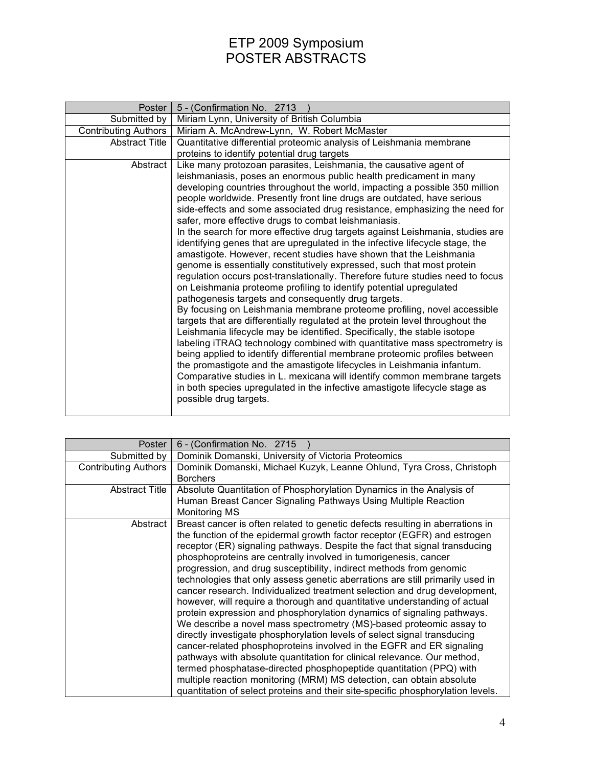# ETP 2009 Symposium
# POSTER ABSTRACTS

| Poster | 5 - (Confirmation No. 2713 ) |
|---|---|
| Submitted by | Miriam Lynn, University of British Columbia |
| Contributing Authors | Miriam A. McAndrew-Lynn, W. Robert McMaster |
| Abstract Title | Quantitative differential proteomic analysis of Leishmania membrane proteins to identify potential drug targets |
| Abstract | Like many protozoan parasites, Leishmania, the causative agent of leishmaniasis, poses an enormous public health predicament in many developing countries throughout the world, impacting a possible 350 million people worldwide. Presently front line drugs are outdated, have serious side-effects and some associated drug resistance, emphasizing the need for safer, more effective drugs to combat leishmaniasis.<br>In the search for more effective drug targets against Leishmania, studies are identifying genes that are upregulated in the infective lifecycle stage, the amastigote. However, recent studies have shown that the Leishmania genome is essentially constitutively expressed, such that most protein regulation occurs post-translationally. Therefore future studies need to focus on Leishmania proteome profiling to identify potential upregulated pathogenesis targets and consequently drug targets.<br>By focusing on Leishmania membrane proteome profiling, novel accessible targets that are differentially regulated at the protein level throughout the Leishmania lifecycle may be identified. Specifically, the stable isotope labeling iTRAQ technology combined with quantitative mass spectrometry is being applied to identify differential membrane proteomic profiles between the promastigote and the amastigote lifecycles in Leishmania infantum. Comparative studies in L. mexicana will identify common membrane targets in both species upregulated in the infective amastigote lifecycle stage as possible drug targets. |

| Poster | 6 - (Confirmation No. 2715 ) |
|---|---|
| Submitted by | Dominik Domanski, University of Victoria Proteomics |
| Contributing Authors | Dominik Domanski, Michael Kuzyk, Leanne Ohlund, Tyra Cross, Christoph Borchers |
| Abstract Title | Absolute Quantitation of Phosphorylation Dynamics in the Analysis of Human Breast Cancer Signaling Pathways Using Multiple Reaction Monitoring MS |
| Abstract | Breast cancer is often related to genetic defects resulting in aberrations in the function of the epidermal growth factor receptor (EGFR) and estrogen receptor (ER) signaling pathways. Despite the fact that signal transducing phosphoproteins are centrally involved in tumorigenesis, cancer progression, and drug susceptibility, indirect methods from genomic technologies that only assess genetic aberrations are still primarily used in cancer research. Individualized treatment selection and drug development, however, will require a thorough and quantitative understanding of actual protein expression and phosphorylation dynamics of signaling pathways. We describe a novel mass spectrometry (MS)-based proteomic assay to directly investigate phosphorylation levels of select signal transducing cancer-related phosphoproteins involved in the EGFR and ER signaling pathways with absolute quantitation for clinical relevance. Our method, termed phosphatase-directed phosphopeptide quantitation (PPQ) with multiple reaction monitoring (MRM) MS detection, can obtain absolute quantitation of select proteins and their site-specific phosphorylation levels. |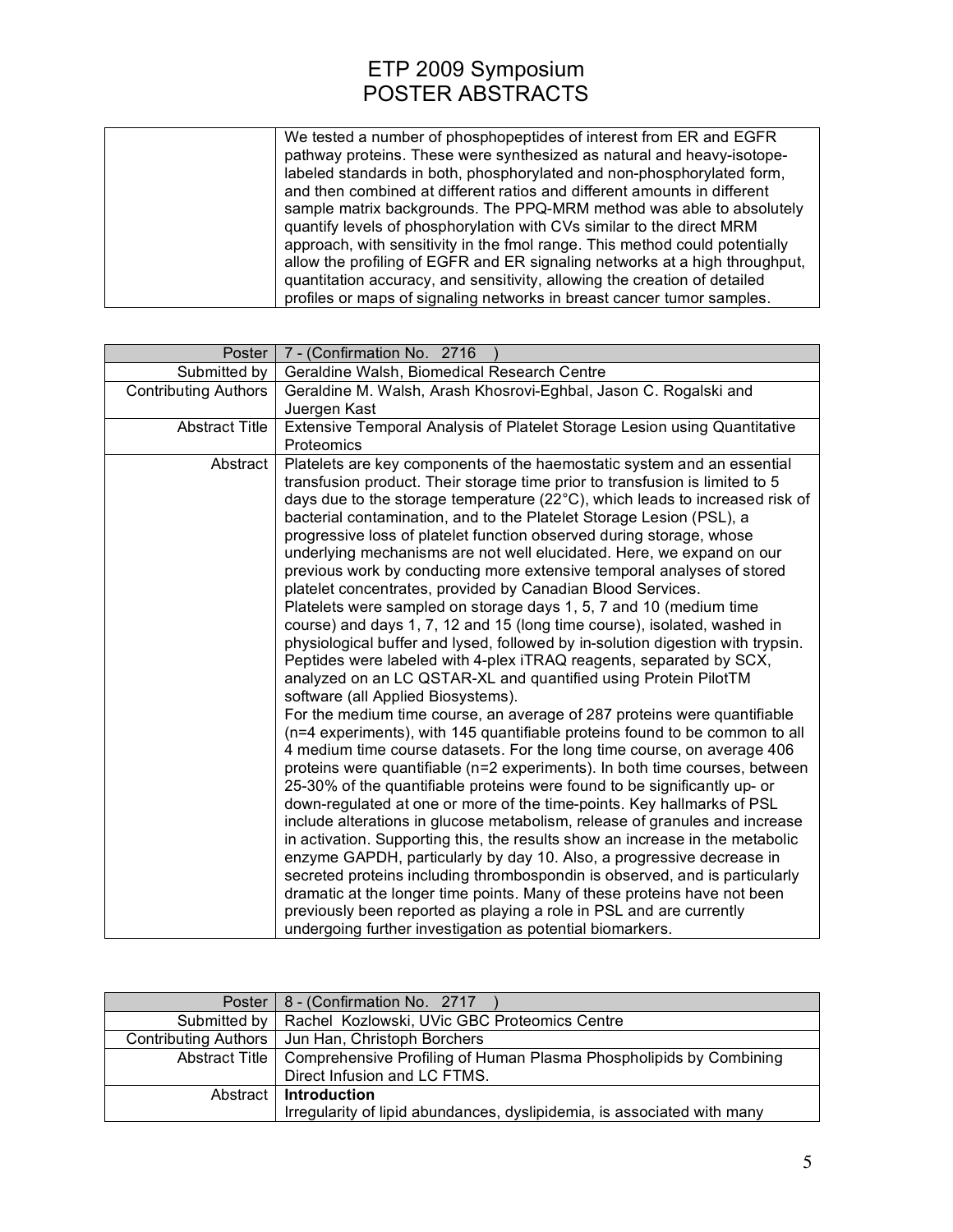| | |
|---|---|
| | We tested a number of phosphopeptides of interest from ER and EGFR pathway proteins. These were synthesized as natural and heavy-isotope-labeled standards in both, phosphorylated and non-phosphorylated form, and then combined at different ratios and different amounts in different sample matrix backgrounds. The PPQ-MRM method was able to absolutely quantify levels of phosphorylation with CVs similar to the direct MRM approach, with sensitivity in the fmol range. This method could potentially allow the profiling of EGFR and ER signaling networks at a high throughput, quantitation accuracy, and sensitivity, allowing the creation of detailed profiles or maps of signaling networks in breast cancer tumor samples. |

| Poster | 7 - (Confirmation No. 2716 ) |
|---|---|
| Submitted by | Geraldine Walsh, Biomedical Research Centre |
| Contributing Authors | Geraldine M. Walsh, Arash Khosrovi-Eghbal, Jason C. Rogalski and Juergen Kast |
| Abstract Title | Extensive Temporal Analysis of Platelet Storage Lesion using Quantitative Proteomics |
| Abstract | Platelets are key components of the haemostatic system and an essential transfusion product. Their storage time prior to transfusion is limited to 5 days due to the storage temperature (22°C), which leads to increased risk of bacterial contamination, and to the Platelet Storage Lesion (PSL), a progressive loss of platelet function observed during storage, whose underlying mechanisms are not well elucidated. Here, we expand on our previous work by conducting more extensive temporal analyses of stored platelet concentrates, provided by Canadian Blood Services.<br>Platelets were sampled on storage days 1, 5, 7 and 10 (medium time course) and days 1, 7, 12 and 15 (long time course), isolated, washed in physiological buffer and lysed, followed by in-solution digestion with trypsin. Peptides were labeled with 4-plex iTRAQ reagents, separated by SCX, analyzed on an LC QSTAR-XL and quantified using Protein PilotTM software (all Applied Biosystems).<br>For the medium time course, an average of 287 proteins were quantifiable (n=4 experiments), with 145 quantifiable proteins found to be common to all 4 medium time course datasets. For the long time course, on average 406 proteins were quantifiable (n=2 experiments). In both time courses, between 25-30% of the quantifiable proteins were found to be significantly up- or down-regulated at one or more of the time-points. Key hallmarks of PSL include alterations in glucose metabolism, release of granules and increase in activation. Supporting this, the results show an increase in the metabolic enzyme GAPDH, particularly by day 10. Also, a progressive decrease in secreted proteins including thrombospondin is observed, and is particularly dramatic at the longer time points. Many of these proteins have not been previously been reported as playing a role in PSL and are currently undergoing further investigation as potential biomarkers. |

| Poster | 8 - (Confirmation No. 2717 ) |
|---|---|
| Submitted by | Rachel Kozlowski, UVic GBC Proteomics Centre |
| Contributing Authors | Jun Han, Christoph Borchers |
| Abstract Title | Comprehensive Profiling of Human Plasma Phospholipids by Combining Direct Infusion and LC FTMS. |
| Abstract | **Introduction**<br>Irregularity of lipid abundances, dyslipidemia, is associated with many |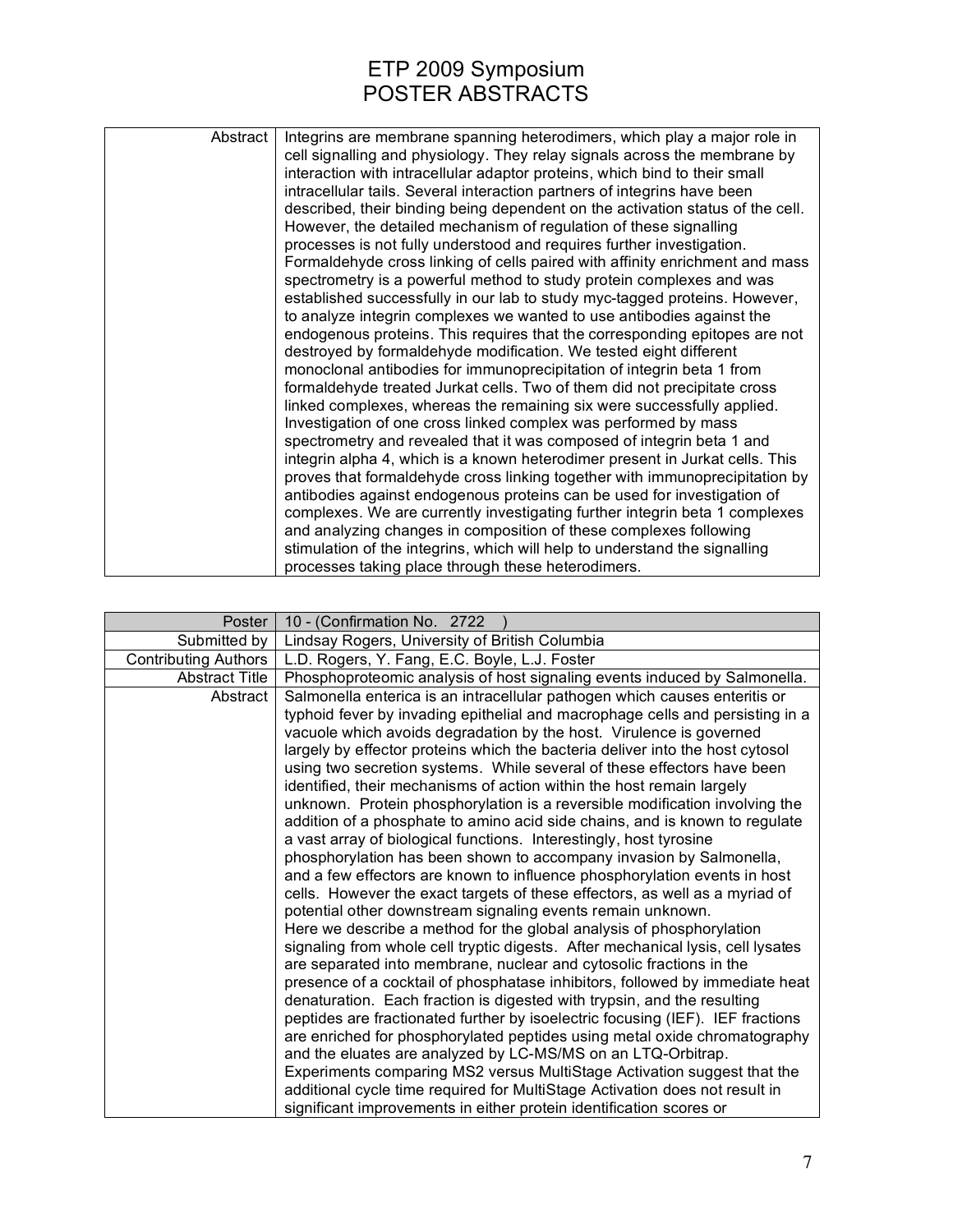# ETP 2009 Symposium
# POSTER ABSTRACTS

| | |
|---|---|
| Abstract | Integrins are membrane spanning heterodimers, which play a major role in cell signalling and physiology. They relay signals across the membrane by interaction with intracellular adaptor proteins, which bind to their small intracellular tails. Several interaction partners of integrins have been described, their binding being dependent on the activation status of the cell. However, the detailed mechanism of regulation of these signalling processes is not fully understood and requires further investigation. Formaldehyde cross linking of cells paired with affinity enrichment and mass spectrometry is a powerful method to study protein complexes and was established successfully in our lab to study myc-tagged proteins. However, to analyze integrin complexes we wanted to use antibodies against the endogenous proteins. This requires that the corresponding epitopes are not destroyed by formaldehyde modification. We tested eight different monoclonal antibodies for immunoprecipitation of integrin beta 1 from formaldehyde treated Jurkat cells. Two of them did not precipitate cross linked complexes, whereas the remaining six were successfully applied. Investigation of one cross linked complex was performed by mass spectrometry and revealed that it was composed of integrin beta 1 and integrin alpha 4, which is a known heterodimer present in Jurkat cells. This proves that formaldehyde cross linking together with immunoprecipitation by antibodies against endogenous proteins can be used for investigation of complexes. We are currently investigating further integrin beta 1 complexes and analyzing changes in composition of these complexes following stimulation of the integrins, which will help to understand the signalling processes taking place through these heterodimers. |

| | |
|---|---|
| Poster | 10 - (Confirmation No. 2722 ) |
| Submitted by | Lindsay Rogers, University of British Columbia |
| Contributing Authors | L.D. Rogers, Y. Fang, E.C. Boyle, L.J. Foster |
| Abstract Title | Phosphoproteomic analysis of host signaling events induced by Salmonella. |
| Abstract | Salmonella enterica is an intracellular pathogen which causes enteritis or typhoid fever by invading epithelial and macrophage cells and persisting in a vacuole which avoids degradation by the host. Virulence is governed largely by effector proteins which the bacteria deliver into the host cytosol using two secretion systems. While several of these effectors have been identified, their mechanisms of action within the host remain largely unknown. Protein phosphorylation is a reversible modification involving the addition of a phosphate to amino acid side chains, and is known to regulate a vast array of biological functions. Interestingly, host tyrosine phosphorylation has been shown to accompany invasion by Salmonella, and a few effectors are known to influence phosphorylation events in host cells. However the exact targets of these effectors, as well as a myriad of potential other downstream signaling events remain unknown. Here we describe a method for the global analysis of phosphorylation signaling from whole cell tryptic digests. After mechanical lysis, cell lysates are separated into membrane, nuclear and cytosolic fractions in the presence of a cocktail of phosphatase inhibitors, followed by immediate heat denaturation. Each fraction is digested with trypsin, and the resulting peptides are fractionated further by isoelectric focusing (IEF). IEF fractions are enriched for phosphorylated peptides using metal oxide chromatography and the eluates are analyzed by LC-MS/MS on an LTQ-Orbitrap. Experiments comparing MS2 versus MultiStage Activation suggest that the additional cycle time required for MultiStage Activation does not result in significant improvements in either protein identification scores or |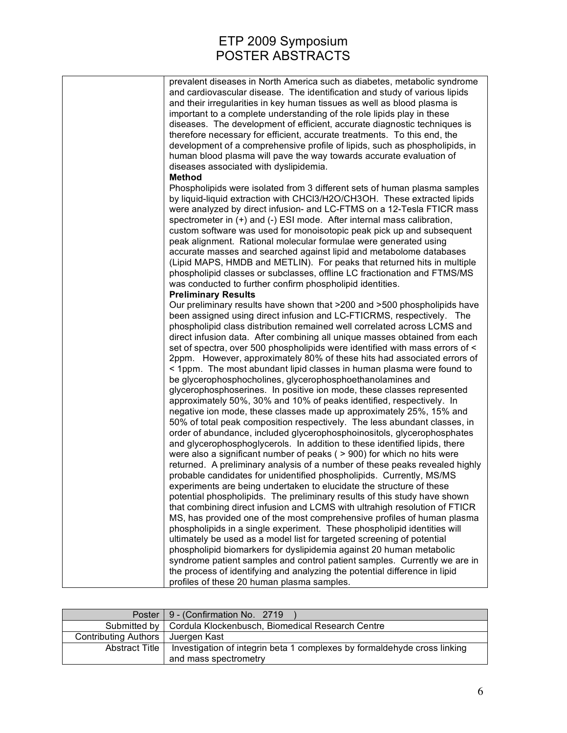prevalent diseases in North America such as diabetes, metabolic syndrome and cardiovascular disease. The identification and study of various lipids and their irregularities in key human tissues as well as blood plasma is important to a complete understanding of the role lipids play in these diseases. The development of efficient, accurate diagnostic techniques is therefore necessary for efficient, accurate treatments. To this end, the development of a comprehensive profile of lipids, such as phospholipids, in human blood plasma will pave the way towards accurate evaluation of diseases associated with dyslipidemia.

**Method**

Phospholipids were isolated from 3 different sets of human plasma samples by liquid-liquid extraction with $CHCl_3/H_2O/CH_3OH$. These extracted lipids were analyzed by direct infusion- and LC-FTMS on a 12-Tesla FTICR mass spectrometer in (+) and (-) ESI mode. After internal mass calibration, custom software was used for monoisotopic peak pick up and subsequent peak alignment. Rational molecular formulae were generated using accurate masses and searched against lipid and metabolome databases (Lipid MAPS, HMDB and METLIN). For peaks that returned hits in multiple phospholipid classes or subclasses, offline LC fractionation and FTMS/MS was conducted to further confirm phospholipid identities.

**Preliminary Results**

Our preliminary results have shown that >200 and >500 phospholipids have been assigned using direct infusion and LC-FTICRMS, respectively. The phospholipid class distribution remained well correlated across LCMS and direct infusion data. After combining all unique masses obtained from each set of spectra, over 500 phospholipids were identified with mass errors of < 2ppm. However, approximately 80% of these hits had associated errors of < 1ppm. The most abundant lipid classes in human plasma were found to be glycerophosphocholines, glycerophosphoethanolamines and glycerophosphoserines. In positive ion mode, these classes represented approximately 50%, 30% and 10% of peaks identified, respectively. In negative ion mode, these classes made up approximately 25%, 15% and 50% of total peak composition respectively. The less abundant classes, in order of abundance, included glycerophosphoinositols, glycerophosphates and glycerophosphoglycerols. In addition to these identified lipids, there were also a significant number of peaks ( > 900) for which no hits were returned. A preliminary analysis of a number of these peaks revealed highly probable candidates for unidentified phospholipids. Currently, MS/MS experiments are being undertaken to elucidate the structure of these potential phospholipids. The preliminary results of this study have shown that combining direct infusion and LCMS with ultrahigh resolution of FTICR MS, has provided one of the most comprehensive profiles of human plasma phospholipids in a single experiment. These phospholipid identities will ultimately be used as a model list for targeted screening of potential phospholipid biomarkers for dyslipidemia against 20 human metabolic syndrome patient samples and control patient samples. Currently we are in the process of identifying and analyzing the potential difference in lipid profiles of these 20 human plasma samples.

| Poster | 9 - (Confirmation No. 2719 ) |
|---|---|
| Submitted by | Cordula Klockenbusch, Biomedical Research Centre |
| Contributing Authors | Juergen Kast |
| Abstract Title | Investigation of integrin beta 1 complexes by formaldehyde cross linking and mass spectrometry |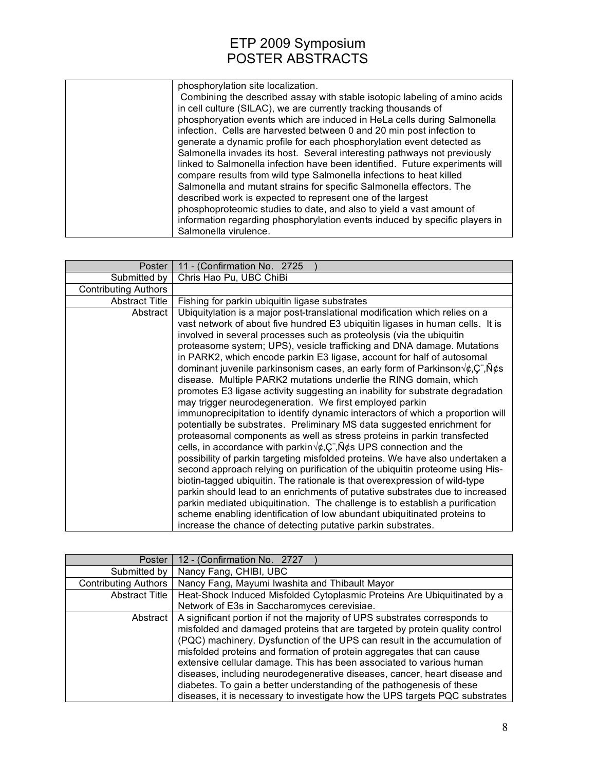# ETP 2009 Symposium
# POSTER ABSTRACTS

| | |
|---|---|
| | phosphorylation site localization. Combining the described assay with stable isotopic labeling of amino acids in cell culture (SILAC), we are currently tracking thousands of phosphoryation events which are induced in HeLa cells during Salmonella infection. Cells are harvested between 0 and 20 min post infection to generate a dynamic profile for each phosphorylation event detected as Salmonella invades its host. Several interesting pathways not previously linked to Salmonella infection have been identified. Future experiments will compare results from wild type Salmonella infections to heat killed Salmonella and mutant strains for specific Salmonella effectors. The described work is expected to represent one of the largest phosphoproteomic studies to date, and also to yield a vast amount of information regarding phosphorylation events induced by specific players in Salmonella virulence. |

| Poster | 11 - (Confirmation No. 2725 ) |
|---|---|
| Submitted by | Chris Hao Pu, UBC ChiBi |
| Contributing Authors | |
| Abstract Title | Fishing for parkin ubiquitin ligase substrates |
| Abstract | Ubiquitylation is a major post-translational modification which relies on a vast network of about five hundred E3 ubiquitin ligases in human cells. It is involved in several processes such as proteolysis (via the ubiquitin proteasome system; UPS), vesicle trafficking and DNA damage. Mutations in PARK2, which encode parkin E3 ligase, account for half of autosomal dominant juvenile parkinsonism cases, an early form of Parkinson√¢,Ç¨,Ñ¢s disease. Multiple PARK2 mutations underlie the RING domain, which promotes E3 ligase activity suggesting an inability for substrate degradation may trigger neurodegeneration. We first employed parkin immunoprecipitation to identify dynamic interactors of which a proportion will potentially be substrates. Preliminary MS data suggested enrichment for proteasomal components as well as stress proteins in parkin transfected cells, in accordance with parkin√¢,Ç¨,Ñ¢s UPS connection and the possibility of parkin targeting misfolded proteins. We have also undertaken a second approach relying on purification of the ubiquitin proteome using His-biotin-tagged ubiquitin. The rationale is that overexpression of wild-type parkin should lead to an enrichments of putative substrates due to increased parkin mediated ubiquitination. The challenge is to establish a purification scheme enabling identification of low abundant ubiquitinated proteins to increase the chance of detecting putative parkin substrates. |

| Poster | 12 - (Confirmation No. 2727 ) |
|---|---|
| Submitted by | Nancy Fang, CHIBI, UBC |
| Contributing Authors | Nancy Fang, Mayumi Iwashita and Thibault Mayor |
| Abstract Title | Heat-Shock Induced Misfolded Cytoplasmic Proteins Are Ubiquitinated by a Network of E3s in Saccharomyces cerevisiae. |
| Abstract | A significant portion if not the majority of UPS substrates corresponds to misfolded and damaged proteins that are targeted by protein quality control (PQC) machinery. Dysfunction of the UPS can result in the accumulation of misfolded proteins and formation of protein aggregates that can cause extensive cellular damage. This has been associated to various human diseases, including neurodegenerative diseases, cancer, heart disease and diabetes. To gain a better understanding of the pathogenesis of these diseases, it is necessary to investigate how the UPS targets PQC substrates |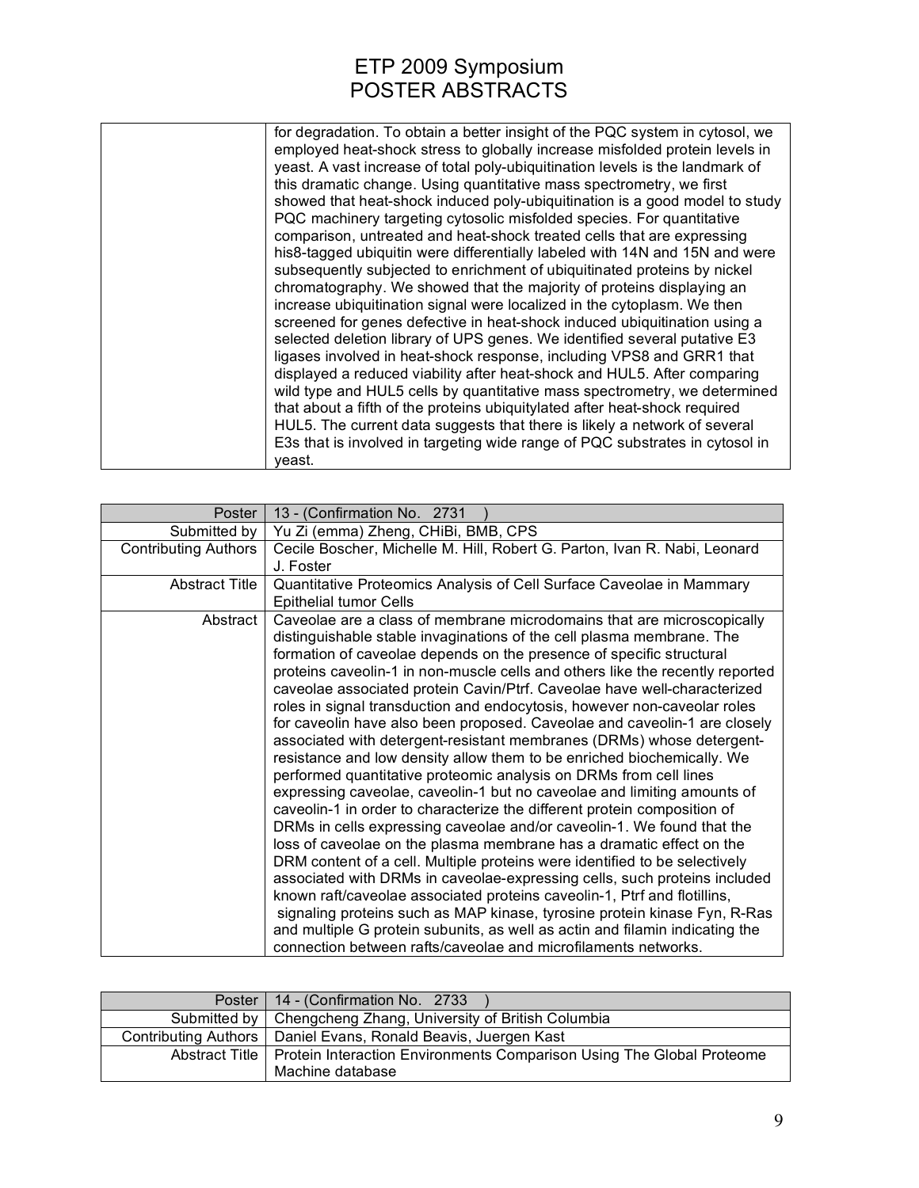| | |
|---|---|
| | for degradation. To obtain a better insight of the PQC system in cytosol, we employed heat-shock stress to globally increase misfolded protein levels in yeast. A vast increase of total poly-ubiquitination levels is the landmark of this dramatic change. Using quantitative mass spectrometry, we first showed that heat-shock induced poly-ubiquitination is a good model to study PQC machinery targeting cytosolic misfolded species. For quantitative comparison, untreated and heat-shock treated cells that are expressing his8-tagged ubiquitin were differentially labeled with 14N and 15N and were subsequently subjected to enrichment of ubiquitinated proteins by nickel chromatography. We showed that the majority of proteins displaying an increase ubiquitination signal were localized in the cytoplasm. We then screened for genes defective in heat-shock induced ubiquitination using a selected deletion library of UPS genes. We identified several putative E3 ligases involved in heat-shock response, including VPS8 and GRR1 that displayed a reduced viability after heat-shock and HUL5. After comparing wild type and HUL5 cells by quantitative mass spectrometry, we determined that about a fifth of the proteins ubiquitylated after heat-shock required HUL5. The current data suggests that there is likely a network of several E3s that is involved in targeting wide range of PQC substrates in cytosol in yeast. |

| Poster | 13 - (Confirmation No. 2731 ) |
|---|---|
| Submitted by | Yu Zi (emma) Zheng, CHiBi, BMB, CPS |
| Contributing Authors | Cecile Boscher, Michelle M. Hill, Robert G. Parton, Ivan R. Nabi, Leonard J. Foster |
| Abstract Title | Quantitative Proteomics Analysis of Cell Surface Caveolae in Mammary Epithelial tumor Cells |
| Abstract | Caveolae are a class of membrane microdomains that are microscopically distinguishable stable invaginations of the cell plasma membrane. The formation of caveolae depends on the presence of specific structural proteins caveolin-1 in non-muscle cells and others like the recently reported caveolae associated protein Cavin/Ptrf. Caveolae have well-characterized roles in signal transduction and endocytosis, however non-caveolar roles for caveolin have also been proposed. Caveolae and caveolin-1 are closely associated with detergent-resistant membranes (DRMs) whose detergent-resistance and low density allow them to be enriched biochemically. We performed quantitative proteomic analysis on DRMs from cell lines expressing caveolae, caveolin-1 but no caveolae and limiting amounts of caveolin-1 in order to characterize the different protein composition of DRMs in cells expressing caveolae and/or caveolin-1. We found that the loss of caveolae on the plasma membrane has a dramatic effect on the DRM content of a cell. Multiple proteins were identified to be selectively associated with DRMs in caveolae-expressing cells, such proteins included known raft/caveolae associated proteins caveolin-1, Ptrf and flotillins, signaling proteins such as MAP kinase, tyrosine protein kinase Fyn, R-Ras and multiple G protein subunits, as well as actin and filamin indicating the connection between rafts/caveolae and microfilaments networks. |

| Poster | 14 - (Confirmation No. 2733 ) |
|---|---|
| Submitted by | Chengcheng Zhang, University of British Columbia |
| Contributing Authors | Daniel Evans, Ronald Beavis, Juergen Kast |
| Abstract Title | Protein Interaction Environments Comparison Using The Global Proteome Machine database |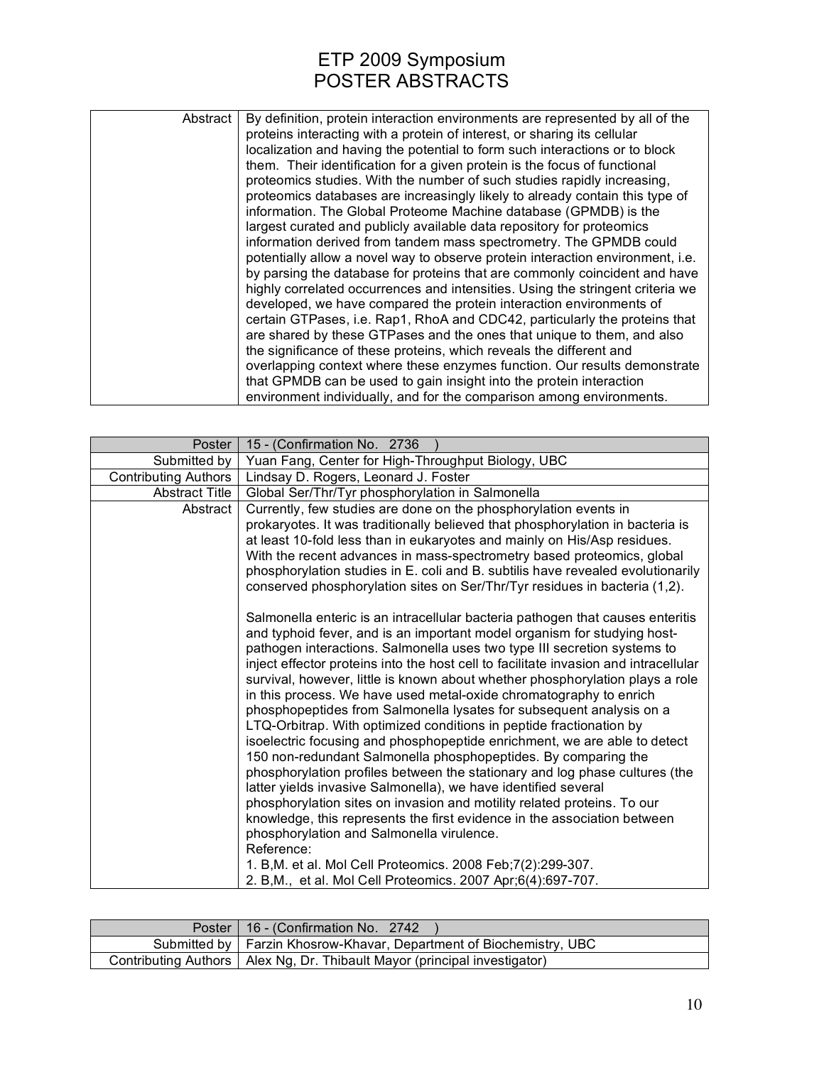| | |
|---|---|
| Abstract | By definition, protein interaction environments are represented by all of the proteins interacting with a protein of interest, or sharing its cellular localization and having the potential to form such interactions or to block them. Their identification for a given protein is the focus of functional proteomics studies. With the number of such studies rapidly increasing, proteomics databases are increasingly likely to already contain this type of information. The Global Proteome Machine database (GPMDB) is the largest curated and publicly available data repository for proteomics information derived from tandem mass spectrometry. The GPMDB could potentially allow a novel way to observe protein interaction environment, i.e. by parsing the database for proteins that are commonly coincident and have highly correlated occurrences and intensities. Using the stringent criteria we developed, we have compared the protein interaction environments of certain GTPases, i.e. Rap1, RhoA and CDC42, particularly the proteins that are shared by these GTPases and the ones that unique to them, and also the significance of these proteins, which reveals the different and overlapping context where these enzymes function. Our results demonstrate that GPMDB can be used to gain insight into the protein interaction environment individually, and for the comparison among environments. |

| Poster | 15 - (Confirmation No. 2736 ) |
|---|---|
| Submitted by | Yuan Fang, Center for High-Throughput Biology, UBC |
| Contributing Authors | Lindsay D. Rogers, Leonard J. Foster |
| Abstract Title | Global Ser/Thr/Tyr phosphorylation in Salmonella |
| Abstract | Currently, few studies are done on the phosphorylation events in prokaryotes. It was traditionally believed that phosphorylation in bacteria is at least 10-fold less than in eukaryotes and mainly on His/Asp residues. With the recent advances in mass-spectrometry based proteomics, global phosphorylation studies in E. coli and B. subtilis have revealed evolutionarily conserved phosphorylation sites on Ser/Thr/Tyr residues in bacteria (1,2).<br><br>Salmonella enteric is an intracellular bacteria pathogen that causes enteritis and typhoid fever, and is an important model organism for studying host-pathogen interactions. Salmonella uses two type III secretion systems to inject effector proteins into the host cell to facilitate invasion and intracellular survival, however, little is known about whether phosphorylation plays a role in this process. We have used metal-oxide chromatography to enrich phosphopeptides from Salmonella lysates for subsequent analysis on a LTQ-Orbitrap. With optimized conditions in peptide fractionation by isoelectric focusing and phosphopeptide enrichment, we are able to detect 150 non-redundant Salmonella phosphopeptides. By comparing the phosphorylation profiles between the stationary and log phase cultures (the latter yields invasive Salmonella), we have identified several phosphorylation sites on invasion and motility related proteins. To our knowledge, this represents the first evidence in the association between phosphorylation and Salmonella virulence.<br>Reference:<br>1. B,M. et al. Mol Cell Proteomics. 2008 Feb;7(2):299-307.<br>2. B,M., et al. Mol Cell Proteomics. 2007 Apr;6(4):697-707. |

| Poster | 16 - (Confirmation No. 2742 ) |
|---|---|
| Submitted by | Farzin Khosrow-Khavar, Department of Biochemistry, UBC |
| Contributing Authors | Alex Ng, Dr. Thibault Mayor (principal investigator) |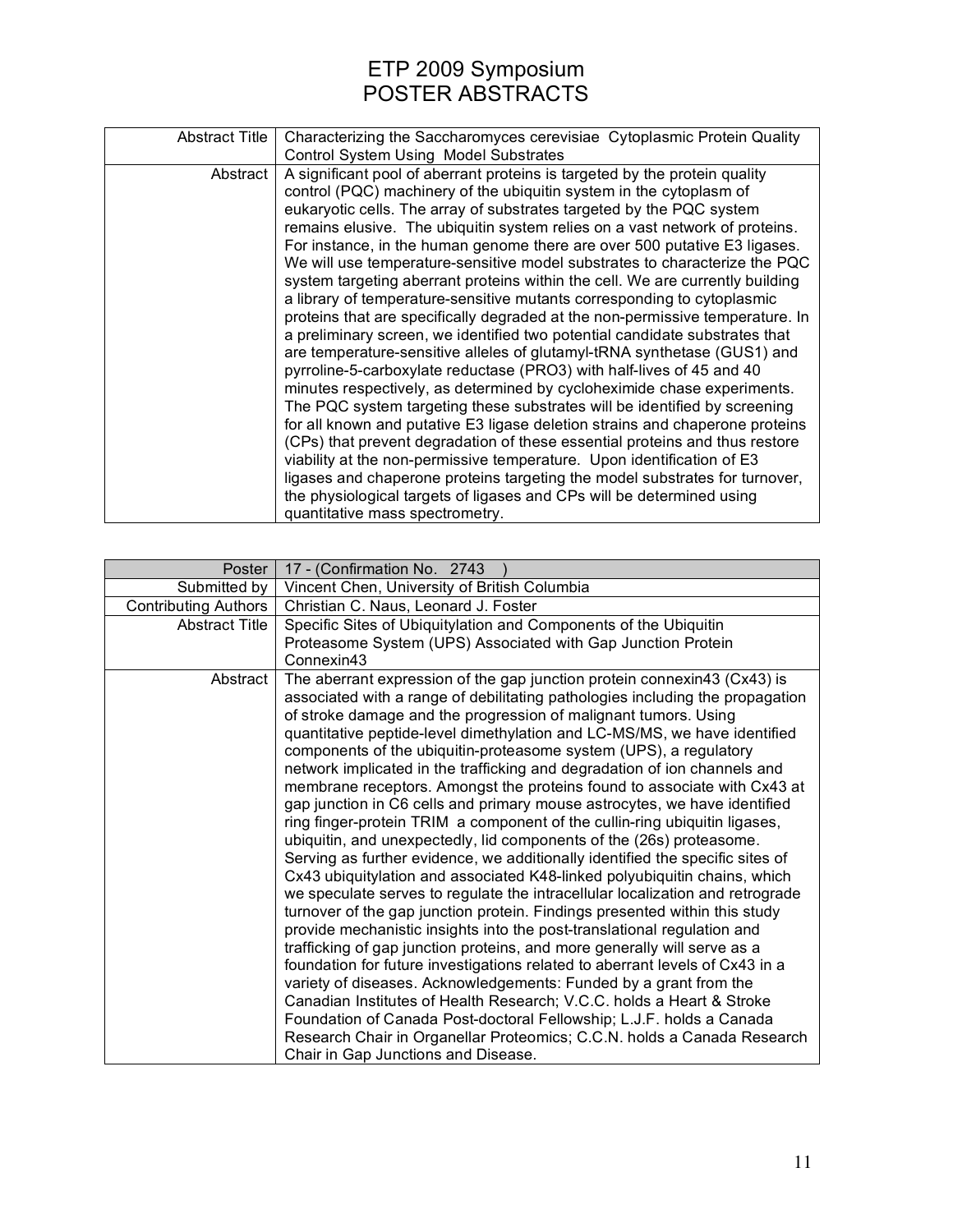# ETP 2009 Symposium
# POSTER ABSTRACTS

| | |
|---|---|
| Abstract Title | Characterizing the Saccharomyces cerevisiae Cytoplasmic Protein Quality Control System Using Model Substrates |
| Abstract | A significant pool of aberrant proteins is targeted by the protein quality control (PQC) machinery of the ubiquitin system in the cytoplasm of eukaryotic cells. The array of substrates targeted by the PQC system remains elusive. The ubiquitin system relies on a vast network of proteins. For instance, in the human genome there are over 500 putative E3 ligases. We will use temperature-sensitive model substrates to characterize the PQC system targeting aberrant proteins within the cell. We are currently building a library of temperature-sensitive mutants corresponding to cytoplasmic proteins that are specifically degraded at the non-permissive temperature. In a preliminary screen, we identified two potential candidate substrates that are temperature-sensitive alleles of glutamyl-tRNA synthetase (GUS1) and pyrroline-5-carboxylate reductase (PRO3) with half-lives of 45 and 40 minutes respectively, as determined by cycloheximide chase experiments. The PQC system targeting these substrates will be identified by screening for all known and putative E3 ligase deletion strains and chaperone proteins (CPs) that prevent degradation of these essential proteins and thus restore viability at the non-permissive temperature. Upon identification of E3 ligases and chaperone proteins targeting the model substrates for turnover, the physiological targets of ligases and CPs will be determined using quantitative mass spectrometry. |

| | |
|---|---|
| Poster | 17 - (Confirmation No. 2743 ) |
| Submitted by | Vincent Chen, University of British Columbia |
| Contributing Authors | Christian C. Naus, Leonard J. Foster |
| Abstract Title | Specific Sites of Ubiquitylation and Components of the Ubiquitin Proteasome System (UPS) Associated with Gap Junction Protein Connexin43 |
| Abstract | The aberrant expression of the gap junction protein connexin43 (Cx43) is associated with a range of debilitating pathologies including the propagation of stroke damage and the progression of malignant tumors. Using quantitative peptide-level dimethylation and LC-MS/MS, we have identified components of the ubiquitin-proteasome system (UPS), a regulatory network implicated in the trafficking and degradation of ion channels and membrane receptors. Amongst the proteins found to associate with Cx43 at gap junction in C6 cells and primary mouse astrocytes, we have identified ring finger-protein TRIM a component of the cullin-ring ubiquitin ligases, ubiquitin, and unexpectedly, lid components of the (26s) proteasome. Serving as further evidence, we additionally identified the specific sites of Cx43 ubiquitylation and associated K48-linked polyubiquitin chains, which we speculate serves to regulate the intracellular localization and retrograde turnover of the gap junction protein. Findings presented within this study provide mechanistic insights into the post-translational regulation and trafficking of gap junction proteins, and more generally will serve as a foundation for future investigations related to aberrant levels of Cx43 in a variety of diseases. Acknowledgements: Funded by a grant from the Canadian Institutes of Health Research; V.C.C. holds a Heart & Stroke Foundation of Canada Post-doctoral Fellowship; L.J.F. holds a Canada Research Chair in Organellar Proteomics; C.C.N. holds a Canada Research Chair in Gap Junctions and Disease. |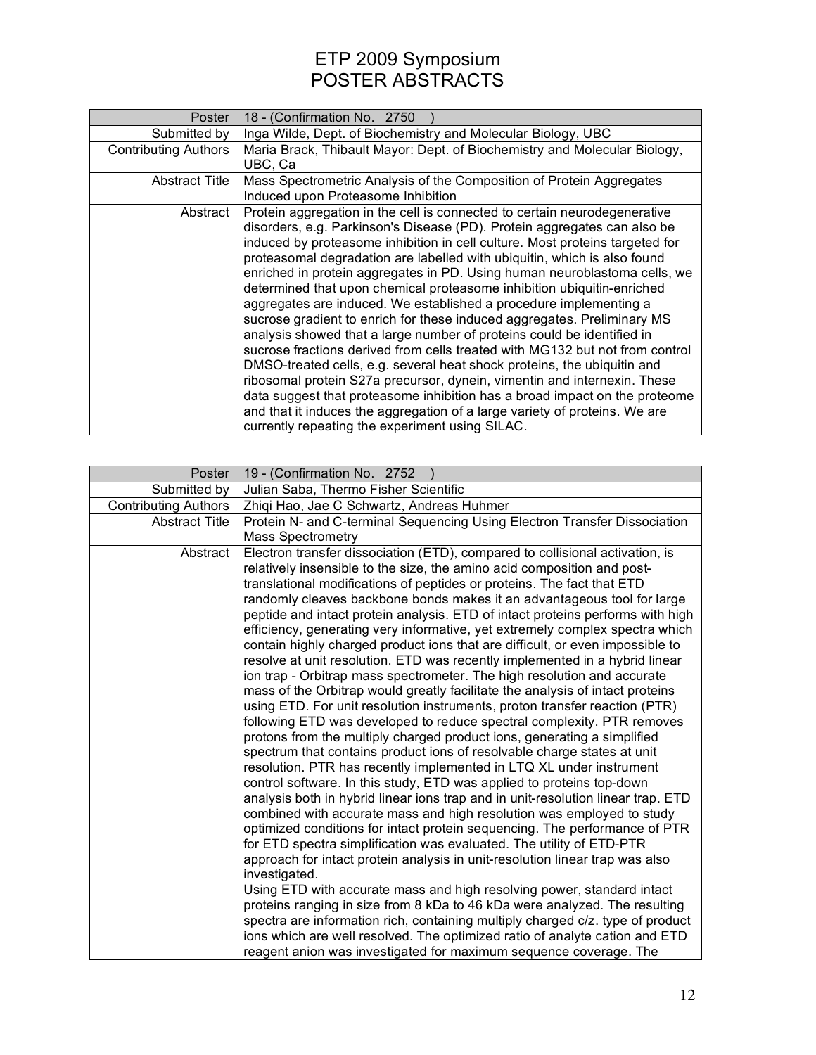# ETP 2009 Symposium
# POSTER ABSTRACTS

| Poster | 18 - (Confirmation No. 2750 ) |
|---|---|
| Submitted by | Inga Wilde, Dept. of Biochemistry and Molecular Biology, UBC |
| Contributing Authors | Maria Brack, Thibault Mayor: Dept. of Biochemistry and Molecular Biology, UBC, Ca |
| Abstract Title | Mass Spectrometric Analysis of the Composition of Protein Aggregates Induced upon Proteasome Inhibition |
| Abstract | Protein aggregation in the cell is connected to certain neurodegenerative disorders, e.g. Parkinson's Disease (PD). Protein aggregates can also be induced by proteasome inhibition in cell culture. Most proteins targeted for proteasomal degradation are labelled with ubiquitin, which is also found enriched in protein aggregates in PD. Using human neuroblastoma cells, we determined that upon chemical proteasome inhibition ubiquitin-enriched aggregates are induced. We established a procedure implementing a sucrose gradient to enrich for these induced aggregates. Preliminary MS analysis showed that a large number of proteins could be identified in sucrose fractions derived from cells treated with MG132 but not from control DMSO-treated cells, e.g. several heat shock proteins, the ubiquitin and ribosomal protein S27a precursor, dynein, vimentin and internexin. These data suggest that proteasome inhibition has a broad impact on the proteome and that it induces the aggregation of a large variety of proteins. We are currently repeating the experiment using SILAC. |

| Poster | 19 - (Confirmation No. 2752 ) |
|---|---|
| Submitted by | Julian Saba, Thermo Fisher Scientific |
| Contributing Authors | Zhiqi Hao, Jae C Schwartz, Andreas Huhmer |
| Abstract Title | Protein N- and C-terminal Sequencing Using Electron Transfer Dissociation Mass Spectrometry |
| Abstract | Electron transfer dissociation (ETD), compared to collisional activation, is relatively insensible to the size, the amino acid composition and post-translational modifications of peptides or proteins. The fact that ETD randomly cleaves backbone bonds makes it an advantageous tool for large peptide and intact protein analysis. ETD of intact proteins performs with high efficiency, generating very informative, yet extremely complex spectra which contain highly charged product ions that are difficult, or even impossible to resolve at unit resolution. ETD was recently implemented in a hybrid linear ion trap - Orbitrap mass spectrometer. The high resolution and accurate mass of the Orbitrap would greatly facilitate the analysis of intact proteins using ETD. For unit resolution instruments, proton transfer reaction (PTR) following ETD was developed to reduce spectral complexity. PTR removes protons from the multiply charged product ions, generating a simplified spectrum that contains product ions of resolvable charge states at unit resolution. PTR has recently implemented in LTQ XL under instrument control software. In this study, ETD was applied to proteins top-down analysis both in hybrid linear ions trap and in unit-resolution linear trap. ETD combined with accurate mass and high resolution was employed to study optimized conditions for intact protein sequencing. The performance of PTR for ETD spectra simplification was evaluated. The utility of ETD-PTR approach for intact protein analysis in unit-resolution linear trap was also investigated.<br>Using ETD with accurate mass and high resolving power, standard intact proteins ranging in size from 8 kDa to 46 kDa were analyzed. The resulting spectra are information rich, containing multiply charged c/z. type of product ions which are well resolved. The optimized ratio of analyte cation and ETD reagent anion was investigated for maximum sequence coverage. The |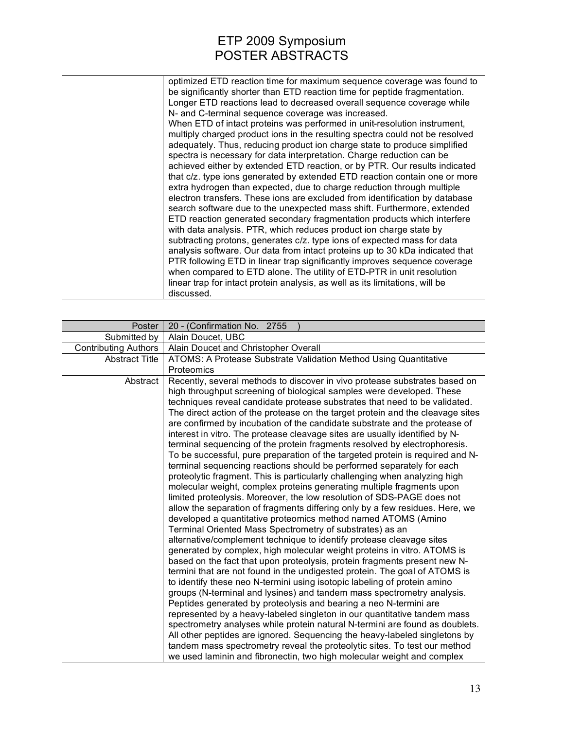| | |
|---|---|
| | optimized ETD reaction time for maximum sequence coverage was found to be significantly shorter than ETD reaction time for peptide fragmentation. Longer ETD reactions lead to decreased overall sequence coverage while N- and C-terminal sequence coverage was increased. When ETD of intact proteins was performed in unit-resolution instrument, multiply charged product ions in the resulting spectra could not be resolved adequately. Thus, reducing product ion charge state to produce simplified spectra is necessary for data interpretation. Charge reduction can be achieved either by extended ETD reaction, or by PTR. Our results indicated that c/z. type ions generated by extended ETD reaction contain one or more extra hydrogen than expected, due to charge reduction through multiple electron transfers. These ions are excluded from identification by database search software due to the unexpected mass shift. Furthermore, extended ETD reaction generated secondary fragmentation products which interfere with data analysis. PTR, which reduces product ion charge state by subtracting protons, generates c/z. type ions of expected mass for data analysis software. Our data from intact proteins up to 30 kDa indicated that PTR following ETD in linear trap significantly improves sequence coverage when compared to ETD alone. The utility of ETD-PTR in unit resolution linear trap for intact protein analysis, as well as its limitations, will be discussed. |

| Poster | 20 - (Confirmation No. 2755 ) |
|---|---|
| Submitted by | Alain Doucet, UBC |
| Contributing Authors | Alain Doucet and Christopher Overall |
| Abstract Title | ATOMS: A Protease Substrate Validation Method Using Quantitative Proteomics |
| Abstract | Recently, several methods to discover in vivo protease substrates based on high throughput screening of biological samples were developed. These techniques reveal candidate protease substrates that need to be validated. The direct action of the protease on the target protein and the cleavage sites are confirmed by incubation of the candidate substrate and the protease of interest in vitro. The protease cleavage sites are usually identified by N-terminal sequencing of the protein fragments resolved by electrophoresis. To be successful, pure preparation of the targeted protein is required and N-terminal sequencing reactions should be performed separately for each proteolytic fragment. This is particularly challenging when analyzing high molecular weight, complex proteins generating multiple fragments upon limited proteolysis. Moreover, the low resolution of SDS-PAGE does not allow the separation of fragments differing only by a few residues. Here, we developed a quantitative proteomics method named ATOMS (Amino Terminal Oriented Mass Spectrometry of substrates) as an alternative/complement technique to identify protease cleavage sites generated by complex, high molecular weight proteins in vitro. ATOMS is based on the fact that upon proteolysis, protein fragments present new N-termini that are not found in the undigested protein. The goal of ATOMS is to identify these neo N-termini using isotopic labeling of protein amino groups (N-terminal and lysines) and tandem mass spectrometry analysis. Peptides generated by proteolysis and bearing a neo N-termini are represented by a heavy-labeled singleton in our quantitative tandem mass spectrometry analyses while protein natural N-termini are found as doublets. All other peptides are ignored. Sequencing the heavy-labeled singletons by tandem mass spectrometry reveal the proteolytic sites. To test our method we used laminin and fibronectin, two high molecular weight and complex |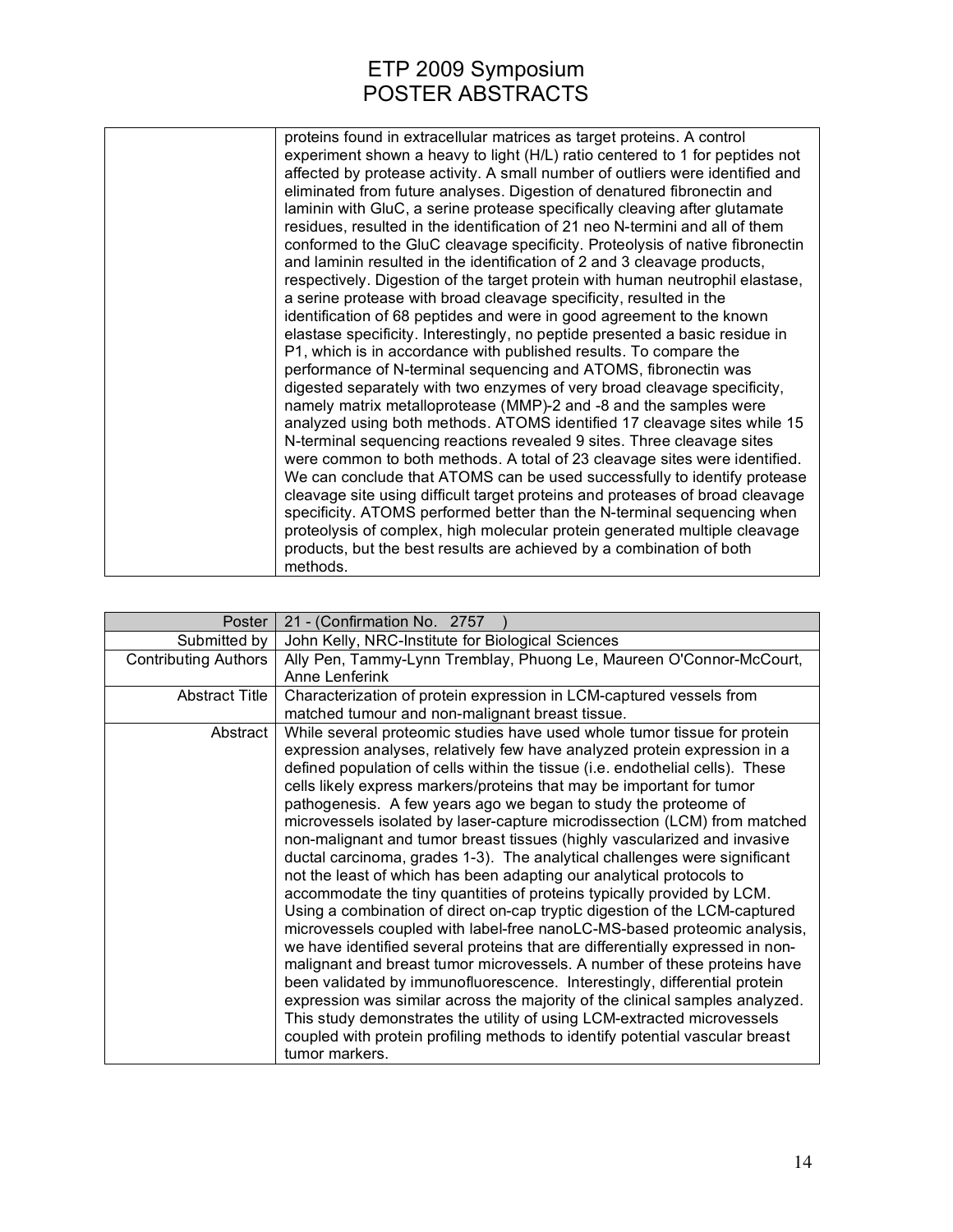| | |
|---|---|
| | proteins found in extracellular matrices as target proteins. A control experiment shown a heavy to light (H/L) ratio centered to 1 for peptides not affected by protease activity. A small number of outliers were identified and eliminated from future analyses. Digestion of denatured fibronectin and laminin with GluC, a serine protease specifically cleaving after glutamate residues, resulted in the identification of 21 neo N-termini and all of them conformed to the GluC cleavage specificity. Proteolysis of native fibronectin and laminin resulted in the identification of 2 and 3 cleavage products, respectively. Digestion of the target protein with human neutrophil elastase, a serine protease with broad cleavage specificity, resulted in the identification of 68 peptides and were in good agreement to the known elastase specificity. Interestingly, no peptide presented a basic residue in P1, which is in accordance with published results. To compare the performance of N-terminal sequencing and ATOMS, fibronectin was digested separately with two enzymes of very broad cleavage specificity, namely matrix metalloprotease (MMP)-2 and -8 and the samples were analyzed using both methods. ATOMS identified 17 cleavage sites while 15 N-terminal sequencing reactions revealed 9 sites. Three cleavage sites were common to both methods. A total of 23 cleavage sites were identified. We can conclude that ATOMS can be used successfully to identify protease cleavage site using difficult target proteins and proteases of broad cleavage specificity. ATOMS performed better than the N-terminal sequencing when proteolysis of complex, high molecular protein generated multiple cleavage products, but the best results are achieved by a combination of both methods. |

| Poster | 21 - (Confirmation No. 2757 ) |
|---|---|
| Submitted by | John Kelly, NRC-Institute for Biological Sciences |
| Contributing Authors | Ally Pen, Tammy-Lynn Tremblay, Phuong Le, Maureen O'Connor-McCourt, Anne Lenferink |
| Abstract Title | Characterization of protein expression in LCM-captured vessels from matched tumour and non-malignant breast tissue. |
| Abstract | While several proteomic studies have used whole tumor tissue for protein expression analyses, relatively few have analyzed protein expression in a defined population of cells within the tissue (i.e. endothelial cells). These cells likely express markers/proteins that may be important for tumor pathogenesis. A few years ago we began to study the proteome of microvessels isolated by laser-capture microdissection (LCM) from matched non-malignant and tumor breast tissues (highly vascularized and invasive ductal carcinoma, grades 1-3). The analytical challenges were significant not the least of which has been adapting our analytical protocols to accommodate the tiny quantities of proteins typically provided by LCM. Using a combination of direct on-cap tryptic digestion of the LCM-captured microvessels coupled with label-free nanoLC-MS-based proteomic analysis, we have identified several proteins that are differentially expressed in non-malignant and breast tumor microvessels. A number of these proteins have been validated by immunofluorescence. Interestingly, differential protein expression was similar across the majority of the clinical samples analyzed. This study demonstrates the utility of using LCM-extracted microvessels coupled with protein profiling methods to identify potential vascular breast tumor markers. |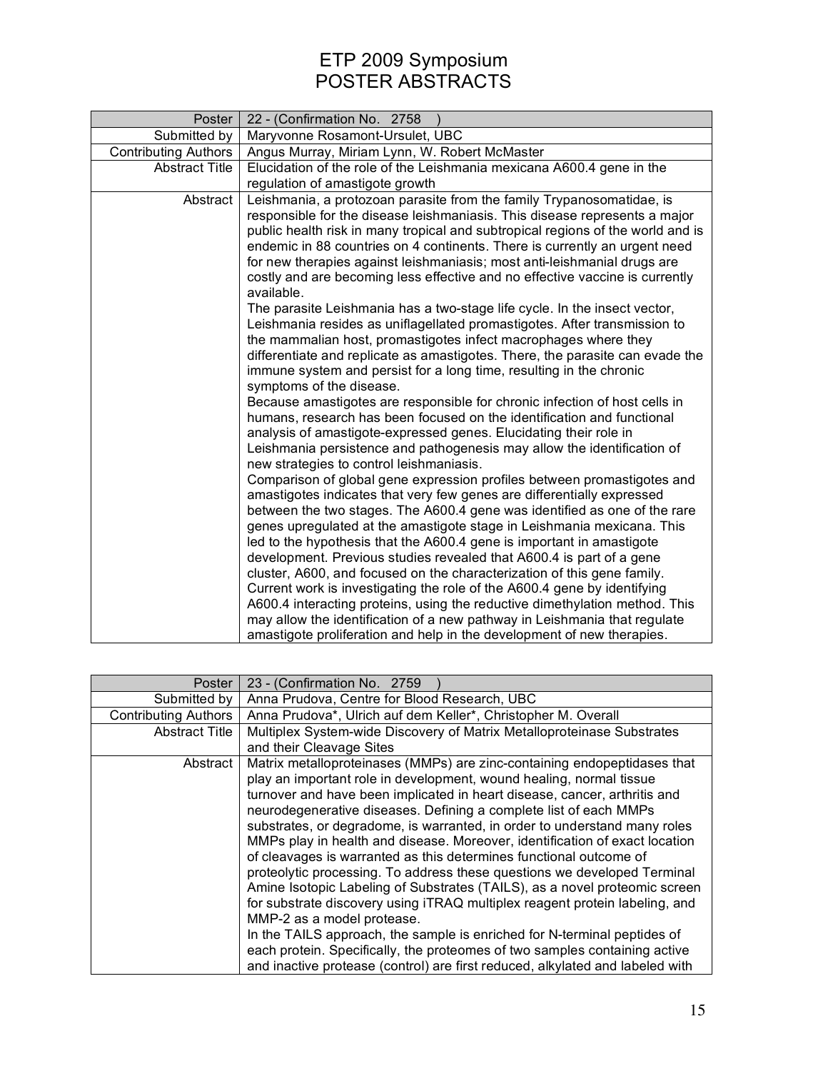# ETP 2009 Symposium
# POSTER ABSTRACTS

| Poster | 22 - (Confirmation No. 2758 ) |
|---:|---|
| Submitted by | Maryvonne Rosamont-Ursulet, UBC |
| Contributing Authors | Angus Murray, Miriam Lynn, W. Robert McMaster |
| Abstract Title | Elucidation of the role of the Leishmania mexicana A600.4 gene in the regulation of amastigote growth |
| Abstract | Leishmania, a protozoan parasite from the family Trypanosomatidae, is responsible for the disease leishmaniasis. This disease represents a major public health risk in many tropical and subtropical regions of the world and is endemic in 88 countries on 4 continents. There is currently an urgent need for new therapies against leishmaniasis; most anti-leishmanial drugs are costly and are becoming less effective and no effective vaccine is currently available.<br>The parasite Leishmania has a two-stage life cycle. In the insect vector, Leishmania resides as uniflagellated promastigotes. After transmission to the mammalian host, promastigotes infect macrophages where they differentiate and replicate as amastigotes. There, the parasite can evade the immune system and persist for a long time, resulting in the chronic symptoms of the disease.<br>Because amastigotes are responsible for chronic infection of host cells in humans, research has been focused on the identification and functional analysis of amastigote-expressed genes. Elucidating their role in Leishmania persistence and pathogenesis may allow the identification of new strategies to control leishmaniasis.<br>Comparison of global gene expression profiles between promastigotes and amastigotes indicates that very few genes are differentially expressed between the two stages. The A600.4 gene was identified as one of the rare genes upregulated at the amastigote stage in Leishmania mexicana. This led to the hypothesis that the A600.4 gene is important in amastigote development. Previous studies revealed that A600.4 is part of a gene cluster, A600, and focused on the characterization of this gene family. Current work is investigating the role of the A600.4 gene by identifying A600.4 interacting proteins, using the reductive dimethylation method. This may allow the identification of a new pathway in Leishmania that regulate amastigote proliferation and help in the development of new therapies. |

| Poster | 23 - (Confirmation No. 2759 ) |
|---:|---|
| Submitted by | Anna Prudova, Centre for Blood Research, UBC |
| Contributing Authors | Anna Prudova*, Ulrich auf dem Keller*, Christopher M. Overall |
| Abstract Title | Multiplex System-wide Discovery of Matrix Metalloproteinase Substrates and their Cleavage Sites |
| Abstract | Matrix metalloproteinases (MMPs) are zinc-containing endopeptidases that play an important role in development, wound healing, normal tissue turnover and have been implicated in heart disease, cancer, arthritis and neurodegenerative diseases. Defining a complete list of each MMPs substrates, or degradome, is warranted, in order to understand many roles MMPs play in health and disease. Moreover, identification of exact location of cleavages is warranted as this determines functional outcome of proteolytic processing. To address these questions we developed Terminal Amine Isotopic Labeling of Substrates (TAILS), as a novel proteomic screen for substrate discovery using iTRAQ multiplex reagent protein labeling, and MMP-2 as a model protease.<br>In the TAILS approach, the sample is enriched for N-terminal peptides of each protein. Specifically, the proteomes of two samples containing active and inactive protease (control) are first reduced, alkylated and labeled with |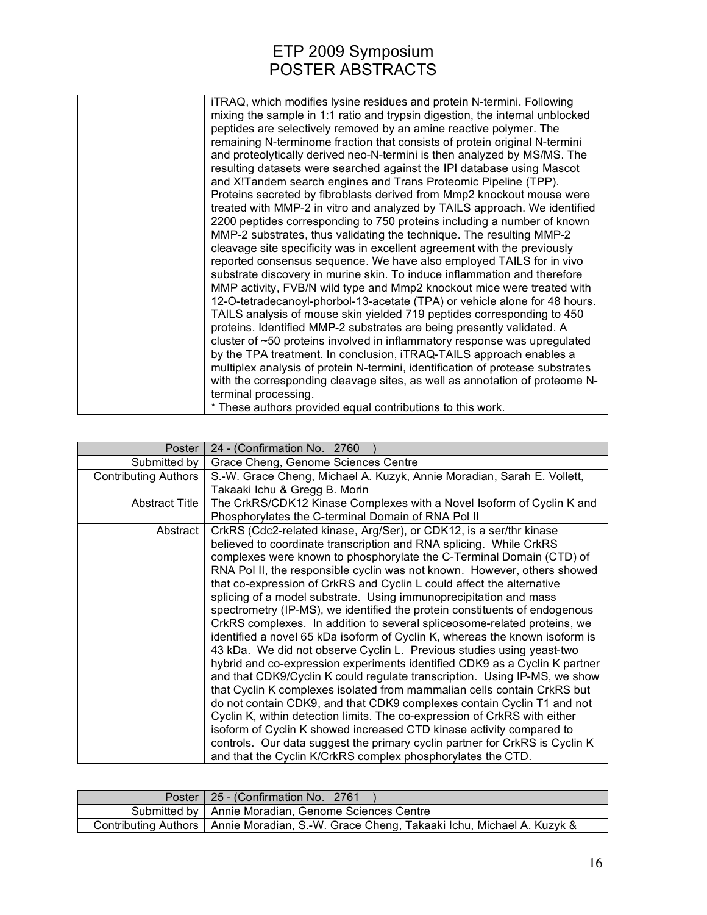| | |
|---|---|
| | iTRAQ, which modifies lysine residues and protein N-termini. Following mixing the sample in 1:1 ratio and trypsin digestion, the internal unblocked peptides are selectively removed by an amine reactive polymer. The remaining N-terminome fraction that consists of protein original N-termini and proteolytically derived neo-N-termini is then analyzed by MS/MS. The resulting datasets were searched against the IPI database using Mascot and X!Tandem search engines and Trans Proteomic Pipeline (TPP). Proteins secreted by fibroblasts derived from Mmp2 knockout mouse were treated with MMP-2 in vitro and analyzed by TAILS approach. We identified 2200 peptides corresponding to 750 proteins including a number of known MMP-2 substrates, thus validating the technique. The resulting MMP-2 cleavage site specificity was in excellent agreement with the previously reported consensus sequence. We have also employed TAILS for in vivo substrate discovery in murine skin. To induce inflammation and therefore MMP activity, FVB/N wild type and Mmp2 knockout mice were treated with 12-O-tetradecanoyl-phorbol-13-acetate (TPA) or vehicle alone for 48 hours. TAILS analysis of mouse skin yielded 719 peptides corresponding to 450 proteins. Identified MMP-2 substrates are being presently validated. A cluster of ~50 proteins involved in inflammatory response was upregulated by the TPA treatment. In conclusion, iTRAQ-TAILS approach enables a multiplex analysis of protein N-termini, identification of protease substrates with the corresponding cleavage sites, as well as annotation of proteome N-terminal processing.<br>* These authors provided equal contributions to this work. |

| Poster | 24 - (Confirmation No. 2760 ) |
|---|---|
| Submitted by | Grace Cheng, Genome Sciences Centre |
| Contributing Authors | S.-W. Grace Cheng, Michael A. Kuzyk, Annie Moradian, Sarah E. Vollett, Takaaki Ichu & Gregg B. Morin |
| Abstract Title | The CrkRS/CDK12 Kinase Complexes with a Novel Isoform of Cyclin K and Phosphorylates the C-terminal Domain of RNA Pol II |
| Abstract | CrkRS (Cdc2-related kinase, Arg/Ser), or CDK12, is a ser/thr kinase believed to coordinate transcription and RNA splicing. While CrkRS complexes were known to phosphorylate the C-Terminal Domain (CTD) of RNA Pol II, the responsible cyclin was not known. However, others showed that co-expression of CrkRS and Cyclin L could affect the alternative splicing of a model substrate. Using immunoprecipitation and mass spectrometry (IP-MS), we identified the protein constituents of endogenous CrkRS complexes. In addition to several spliceosome-related proteins, we identified a novel 65 kDa isoform of Cyclin K, whereas the known isoform is 43 kDa. We did not observe Cyclin L. Previous studies using yeast-two hybrid and co-expression experiments identified CDK9 as a Cyclin K partner and that CDK9/Cyclin K could regulate transcription. Using IP-MS, we show that Cyclin K complexes isolated from mammalian cells contain CrkRS but do not contain CDK9, and that CDK9 complexes contain Cyclin T1 and not Cyclin K, within detection limits. The co-expression of CrkRS with either isoform of Cyclin K showed increased CTD kinase activity compared to controls. Our data suggest the primary cyclin partner for CrkRS is Cyclin K and that the Cyclin K/CrkRS complex phosphorylates the CTD. |

| Poster | 25 - (Confirmation No. 2761 ) |
|---|---|
| Submitted by | Annie Moradian, Genome Sciences Centre |
| Contributing Authors | Annie Moradian, S.-W. Grace Cheng, Takaaki Ichu, Michael A. Kuzyk & |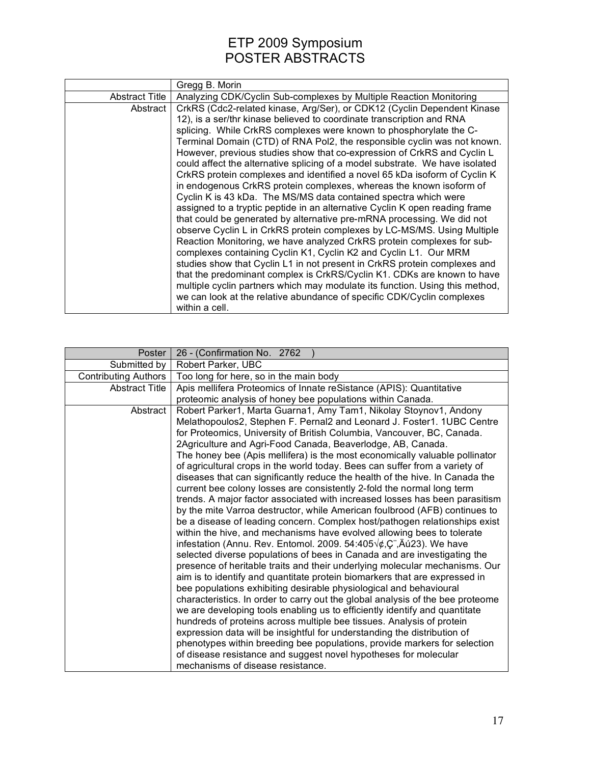# ETP 2009 Symposium
# POSTER ABSTRACTS

| | Gregg B. Morin |
|---|---|
| Abstract Title | Analyzing CDK/Cyclin Sub-complexes by Multiple Reaction Monitoring |
| Abstract | CrkRS (Cdc2-related kinase, Arg/Ser), or CDK12 (Cyclin Dependent Kinase 12), is a ser/thr kinase believed to coordinate transcription and RNA splicing. While CrkRS complexes were known to phosphorylate the C-Terminal Domain (CTD) of RNA Pol2, the responsible cyclin was not known. However, previous studies show that co-expression of CrkRS and Cyclin L could affect the alternative splicing of a model substrate. We have isolated CrkRS protein complexes and identified a novel 65 kDa isoform of Cyclin K in endogenous CrkRS protein complexes, whereas the known isoform of Cyclin K is 43 kDa. The MS/MS data contained spectra which were assigned to a tryptic peptide in an alternative Cyclin K open reading frame that could be generated by alternative pre-mRNA processing. We did not observe Cyclin L in CrkRS protein complexes by LC-MS/MS. Using Multiple Reaction Monitoring, we have analyzed CrkRS protein complexes for sub-complexes containing Cyclin K1, Cyclin K2 and Cyclin L1. Our MRM studies show that Cyclin L1 in not present in CrkRS protein complexes and that the predominant complex is CrkRS/Cyclin K1. CDKs are known to have multiple cyclin partners which may modulate its function. Using this method, we can look at the relative abundance of specific CDK/Cyclin complexes within a cell. |

| Poster | 26 - (Confirmation No. 2762 ) |
|---|---|
| Submitted by | Robert Parker, UBC |
| Contributing Authors | Too long for here, so in the main body |
| Abstract Title | Apis mellifera Proteomics of Innate reSistance (APIS): Quantitative proteomic analysis of honey bee populations within Canada. |
| Abstract | Robert Parker1, Marta Guarna1, Amy Tam1, Nikolay Stoynov1, Andony Melathopoulos2, Stephen F. Pernal2 and Leonard J. Foster1. 1UBC Centre for Proteomics, University of British Columbia, Vancouver, BC, Canada. 2Agriculture and Agri-Food Canada, Beaverlodge, AB, Canada. The honey bee (Apis mellifera) is the most economically valuable pollinator of agricultural crops in the world today. Bees can suffer from a variety of diseases that can significantly reduce the health of the hive. In Canada the current bee colony losses are consistently 2-fold the normal long term trends. A major factor associated with increased losses has been parasitism by the mite Varroa destructor, while American foulbrood (AFB) continues to be a disease of leading concern. Complex host/pathogen relationships exist within the hive, and mechanisms have evolved allowing bees to tolerate infestation (Annu. Rev. Entomol. 2009. 54:405√¢,Ç¨,Äú23). We have selected diverse populations of bees in Canada and are investigating the presence of heritable traits and their underlying molecular mechanisms. Our aim is to identify and quantitate protein biomarkers that are expressed in bee populations exhibiting desirable physiological and behavioural characteristics. In order to carry out the global analysis of the bee proteome we are developing tools enabling us to efficiently identify and quantitate hundreds of proteins across multiple bee tissues. Analysis of protein expression data will be insightful for understanding the distribution of phenotypes within breeding bee populations, provide markers for selection of disease resistance and suggest novel hypotheses for molecular mechanisms of disease resistance. |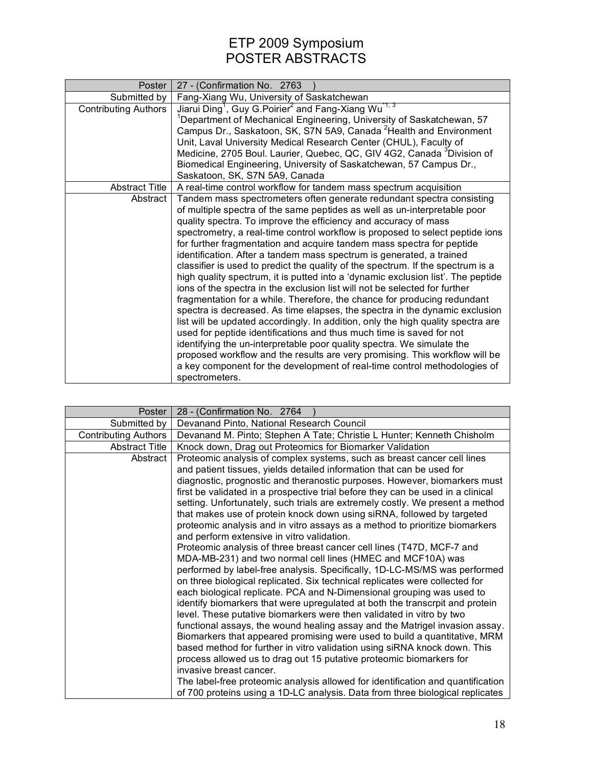# ETP 2009 Symposium
# POSTER ABSTRACTS

| Poster | 27 - (Confirmation No. 2763 ) |
|---|---|
| Submitted by | Fang-Xiang Wu, University of Saskatchewan |
| Contributing Authors | Jiarui Ding[1], Guy G.Poirier[2] and Fang-Xiang Wu[*1, 3]<br>[1]Department of Mechanical Engineering, University of Saskatchewan, 57 Campus Dr., Saskatoon, SK, S7N 5A9, Canada [2]Health and Environment Unit, Laval University Medical Research Center (CHUL), Faculty of Medicine, 2705 Boul. Laurier, Quebec, QC, GIV 4G2, Canada [3]Division of Biomedical Engineering, University of Saskatchewan, 57 Campus Dr., Saskatoon, SK, S7N 5A9, Canada |
| Abstract Title | A real-time control workflow for tandem mass spectrum acquisition |
| Abstract | Tandem mass spectrometers often generate redundant spectra consisting of multiple spectra of the same peptides as well as un-interpretable poor quality spectra. To improve the efficiency and accuracy of mass spectrometry, a real-time control workflow is proposed to select peptide ions for further fragmentation and acquire tandem mass spectra for peptide identification. After a tandem mass spectrum is generated, a trained classifier is used to predict the quality of the spectrum. If the spectrum is a high quality spectrum, it is putted into a 'dynamic exclusion list'. The peptide ions of the spectra in the exclusion list will not be selected for further fragmentation for a while. Therefore, the chance for producing redundant spectra is decreased. As time elapses, the spectra in the dynamic exclusion list will be updated accordingly. In addition, only the high quality spectra are used for peptide identifications and thus much time is saved for not identifying the un-interpretable poor quality spectra. We simulate the proposed workflow and the results are very promising. This workflow will be a key component for the development of real-time control methodologies of spectrometers. |

| Poster | 28 - (Confirmation No. 2764 ) |
|---|---|
| Submitted by | Devanand Pinto, National Research Council |
| Contributing Authors | Devanand M. Pinto; Stephen A Tate; Christie L Hunter; Kenneth Chisholm |
| Abstract Title | Knock down, Drag out Proteomics for Biomarker Validation |
| Abstract | Proteomic analysis of complex systems, such as breast cancer cell lines and patient tissues, yields detailed information that can be used for diagnostic, prognostic and theranostic purposes. However, biomarkers must first be validated in a prospective trial before they can be used in a clinical setting. Unfortunately, such trials are extremely costly. We present a method that makes use of protein knock down using siRNA, followed by targeted proteomic analysis and in vitro assays as a method to prioritize biomarkers and perform extensive in vitro validation.<br>Proteomic analysis of three breast cancer cell lines (T47D, MCF-7 and MDA-MB-231) and two normal cell lines (HMEC and MCF10A) was performed by label-free analysis. Specifically, 1D-LC-MS/MS was performed on three biological replicated. Six technical replicates were collected for each biological replicate. PCA and N-Dimensional grouping was used to identify biomarkers that were upregulated at both the transcrpit and protein level. These putative biomarkers were then validated in vitro by two functional assays, the wound healing assay and the Matrigel invasion assay. Biomarkers that appeared promising were used to build a quantitative, MRM based method for further in vitro validation using siRNA knock down. This process allowed us to drag out 15 putative proteomic biomarkers for invasive breast cancer.<br>The label-free proteomic analysis allowed for identification and quantification of 700 proteins using a 1D-LC analysis. Data from three biological replicates |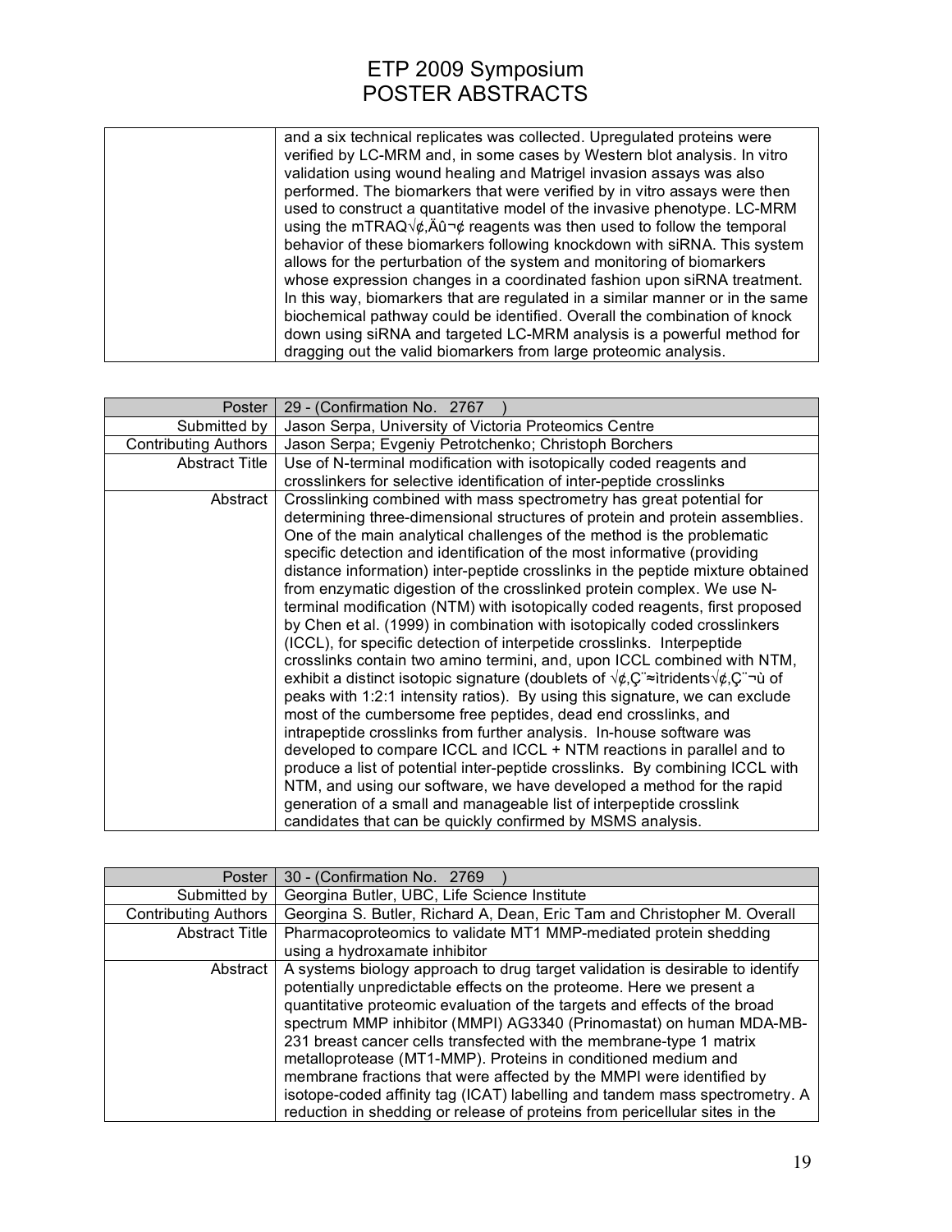| | |
|---|---|
| | and a six technical replicates was collected. Upregulated proteins were verified by LC-MRM and, in some cases by Western blot analysis. In vitro validation using wound healing and Matrigel invasion assays was also performed. The biomarkers that were verified by in vitro assays were then used to construct a quantitative model of the invasive phenotype. LC-MRM using the mTRAQ√¢‚Äû¢ reagents was then used to follow the temporal behavior of these biomarkers following knockdown with siRNA. This system allows for the perturbation of the system and monitoring of biomarkers whose expression changes in a coordinated fashion upon siRNA treatment. In this way, biomarkers that are regulated in a similar manner or in the same biochemical pathway could be identified. Overall the combination of knock down using siRNA and targeted LC-MRM analysis is a powerful method for dragging out the valid biomarkers from large proteomic analysis. |

| Poster | 29 - (Confirmation No. 2767 ) |
|---|---|
| Submitted by | Jason Serpa, University of Victoria Proteomics Centre |
| Contributing Authors | Jason Serpa; Evgeniy Petrotchenko; Christoph Borchers |
| Abstract Title | Use of N-terminal modification with isotopically coded reagents and crosslinkers for selective identification of inter-peptide crosslinks |
| Abstract | Crosslinking combined with mass spectrometry has great potential for determining three-dimensional structures of protein and protein assemblies. One of the main analytical challenges of the method is the problematic specific detection and identification of the most informative (providing distance information) inter-peptide crosslinks in the peptide mixture obtained from enzymatic digestion of the crosslinked protein complex. We use N-terminal modification (NTM) with isotopically coded reagents, first proposed by Chen et al. (1999) in combination with isotopically coded crosslinkers (ICCL), for specific detection of interpetide crosslinks. Interpeptide crosslinks contain two amino termini, and, upon ICCL combined with NTM, exhibit a distinct isotopic signature (doublets of √¢‚Ç¨≈ìtridents√¢‚Ç¨¬ù of peaks with 1:2:1 intensity ratios). By using this signature, we can exclude most of the cumbersome free peptides, dead end crosslinks, and intrapeptide crosslinks from further analysis. In-house software was developed to compare ICCL and ICCL + NTM reactions in parallel and to produce a list of potential inter-peptide crosslinks. By combining ICCL with NTM, and using our software, we have developed a method for the rapid generation of a small and manageable list of interpeptide crosslink candidates that can be quickly confirmed by MSMS analysis. |

| Poster | 30 - (Confirmation No. 2769 ) |
|---|---|
| Submitted by | Georgina Butler, UBC, Life Science Institute |
| Contributing Authors | Georgina S. Butler, Richard A, Dean, Eric Tam and Christopher M. Overall |
| Abstract Title | Pharmacoproteomics to validate MT1 MMP-mediated protein shedding using a hydroxamate inhibitor |
| Abstract | A systems biology approach to drug target validation is desirable to identify potentially unpredictable effects on the proteome. Here we present a quantitative proteomic evaluation of the targets and effects of the broad spectrum MMP inhibitor (MMPI) AG3340 (Prinomastat) on human MDA-MB-231 breast cancer cells transfected with the membrane-type 1 matrix metalloprotease (MT1-MMP). Proteins in conditioned medium and membrane fractions that were affected by the MMPI were identified by isotope-coded affinity tag (ICAT) labelling and tandem mass spectrometry. A reduction in shedding or release of proteins from pericellular sites in the |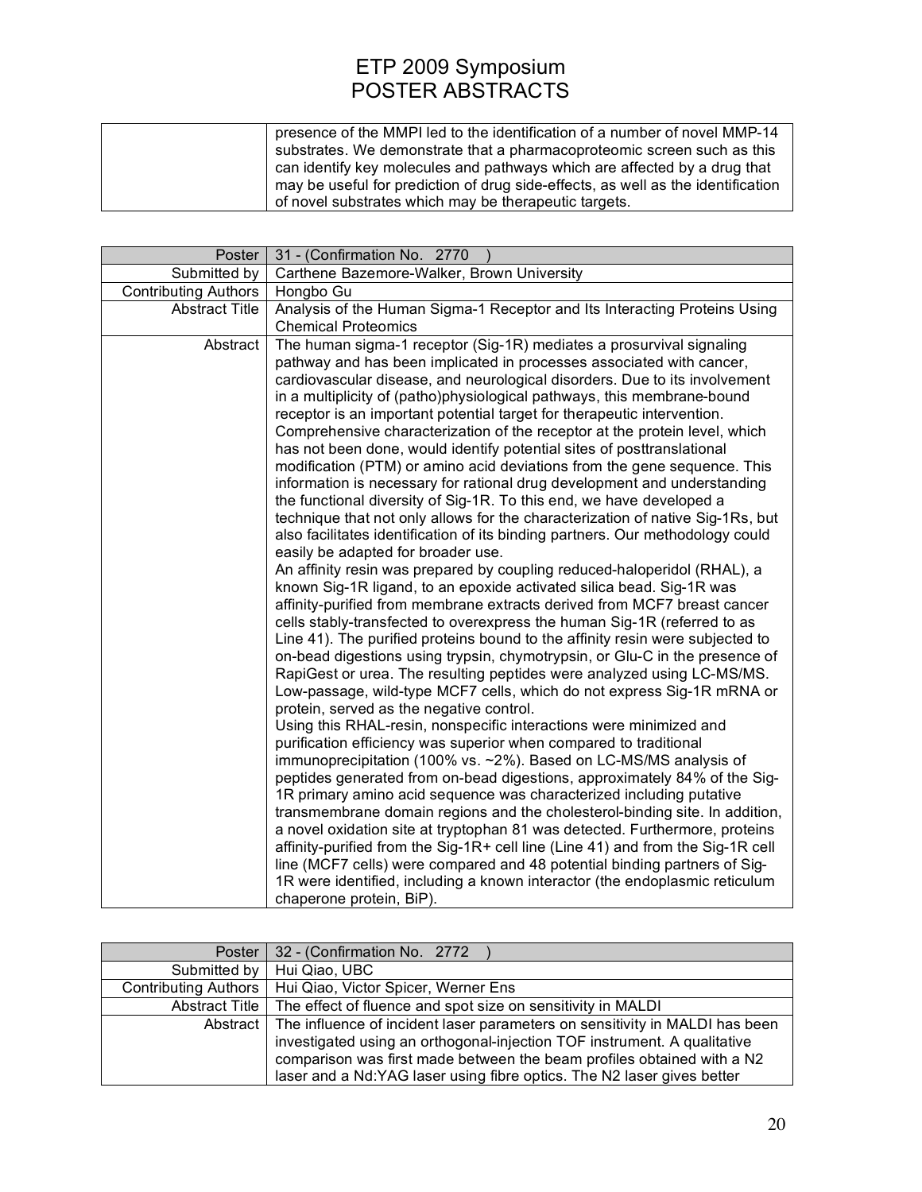|  | presence of the MMPI led to the identification of a number of novel MMP-14 substrates. We demonstrate that a pharmacoproteomic screen such as this can identify key molecules and pathways which are affected by a drug that may be useful for prediction of drug side-effects, as well as the identification of novel substrates which may be therapeutic targets. |
|---|---|

| Poster | 31 - (Confirmation No. 2770 ) |
|---|---|
| Submitted by | Carthene Bazemore-Walker, Brown University |
| Contributing Authors | Hongbo Gu |
| Abstract Title | Analysis of the Human Sigma-1 Receptor and Its Interacting Proteins Using Chemical Proteomics |
| Abstract | The human sigma-1 receptor (Sig-1R) mediates a prosurvival signaling pathway and has been implicated in processes associated with cancer, cardiovascular disease, and neurological disorders. Due to its involvement in a multiplicity of (patho)physiological pathways, this membrane-bound receptor is an important potential target for therapeutic intervention. Comprehensive characterization of the receptor at the protein level, which has not been done, would identify potential sites of posttranslational modification (PTM) or amino acid deviations from the gene sequence. This information is necessary for rational drug development and understanding the functional diversity of Sig-1R. To this end, we have developed a technique that not only allows for the characterization of native Sig-1Rs, but also facilitates identification of its binding partners. Our methodology could easily be adapted for broader use.<br>An affinity resin was prepared by coupling reduced-haloperidol (RHAL), a known Sig-1R ligand, to an epoxide activated silica bead. Sig-1R was affinity-purified from membrane extracts derived from MCF7 breast cancer cells stably-transfected to overexpress the human Sig-1R (referred to as Line 41). The purified proteins bound to the affinity resin were subjected to on-bead digestions using trypsin, chymotrypsin, or Glu-C in the presence of RapiGest or urea. The resulting peptides were analyzed using LC-MS/MS. Low-passage, wild-type MCF7 cells, which do not express Sig-1R mRNA or protein, served as the negative control.<br>Using this RHAL-resin, nonspecific interactions were minimized and purification efficiency was superior when compared to traditional immunoprecipitation (100% vs. ~2%). Based on LC-MS/MS analysis of peptides generated from on-bead digestions, approximately 84% of the Sig-1R primary amino acid sequence was characterized including putative transmembrane domain regions and the cholesterol-binding site. In addition, a novel oxidation site at tryptophan 81 was detected. Furthermore, proteins affinity-purified from the Sig-1R+ cell line (Line 41) and from the Sig-1R cell line (MCF7 cells) were compared and 48 potential binding partners of Sig-1R were identified, including a known interactor (the endoplasmic reticulum chaperone protein, BiP). |

| Poster | 32 - (Confirmation No. 2772 ) |
|---|---|
| Submitted by | Hui Qiao, UBC |
| Contributing Authors | Hui Qiao, Victor Spicer, Werner Ens |
| Abstract Title | The effect of fluence and spot size on sensitivity in MALDI |
| Abstract | The influence of incident laser parameters on sensitivity in MALDI has been investigated using an orthogonal-injection TOF instrument. A qualitative comparison was first made between the beam profiles obtained with a N2 laser and a Nd:YAG laser using fibre optics. The N2 laser gives better |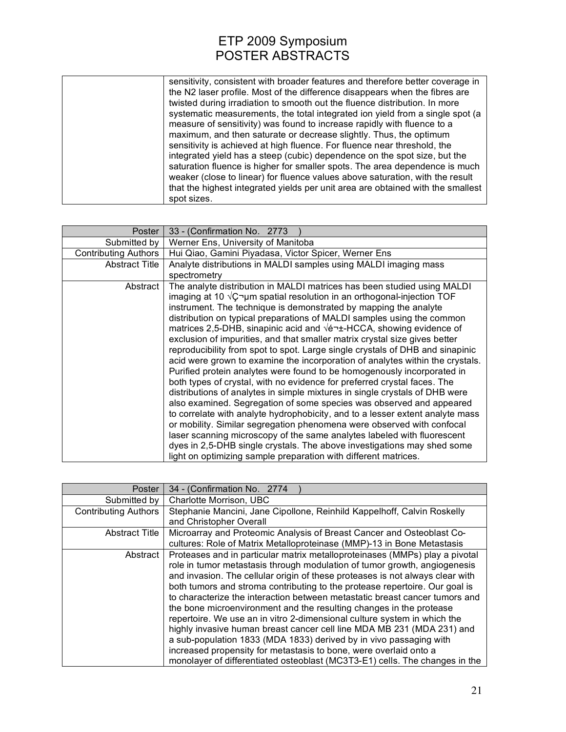| | |
|---|---|
| | sensitivity, consistent with broader features and therefore better coverage in the N2 laser profile. Most of the difference disappears when the fibres are twisted during irradiation to smooth out the fluence distribution. In more systematic measurements, the total integrated ion yield from a single spot (a measure of sensitivity) was found to increase rapidly with fluence to a maximum, and then saturate or decrease slightly. Thus, the optimum sensitivity is achieved at high fluence. For fluence near threshold, the integrated yield has a steep (cubic) dependence on the spot size, but the saturation fluence is higher for smaller spots. The area dependence is much weaker (close to linear) for fluence values above saturation, with the result that the highest integrated yields per unit area are obtained with the smallest spot sizes. |

| Poster | 33 - (Confirmation No. 2773 ) |
|---|---|
| Submitted by | Werner Ens, University of Manitoba |
| Contributing Authors | Hui Qiao, Gamini Piyadasa, Victor Spicer, Werner Ens |
| Abstract Title | Analyte distributions in MALDI samples using MALDI imaging mass spectrometry |
| Abstract | The analyte distribution in MALDI matrices has been studied using MALDI imaging at 10 √Ç¬µm spatial resolution in an orthogonal-injection TOF instrument. The technique is demonstrated by mapping the analyte distribution on typical preparations of MALDI samples using the common matrices 2,5-DHB, sinapinic acid and √é¬±-HCCA, showing evidence of exclusion of impurities, and that smaller matrix crystal size gives better reproducibility from spot to spot. Large single crystals of DHB and sinapinic acid were grown to examine the incorporation of analytes within the crystals. Purified protein analytes were found to be homogenously incorporated in both types of crystal, with no evidence for preferred crystal faces. The distributions of analytes in simple mixtures in single crystals of DHB were also examined. Segregation of some species was observed and appeared to correlate with analyte hydrophobicity, and to a lesser extent analyte mass or mobility. Similar segregation phenomena were observed with confocal laser scanning microscopy of the same analytes labeled with fluorescent dyes in 2,5-DHB single crystals. The above investigations may shed some light on optimizing sample preparation with different matrices. |

| Poster | 34 - (Confirmation No. 2774 ) |
|---|---|
| Submitted by | Charlotte Morrison, UBC |
| Contributing Authors | Stephanie Mancini, Jane Cipollone, Reinhild Kappelhoff, Calvin Roskelly and Christopher Overall |
| Abstract Title | Microarray and Proteomic Analysis of Breast Cancer and Osteoblast Co-cultures: Role of Matrix Metalloproteinase (MMP)-13 in Bone Metastasis |
| Abstract | Proteases and in particular matrix metalloproteinases (MMPs) play a pivotal role in tumor metastasis through modulation of tumor growth, angiogenesis and invasion. The cellular origin of these proteases is not always clear with both tumors and stroma contributing to the protease repertoire. Our goal is to characterize the interaction between metastatic breast cancer tumors and the bone microenvironment and the resulting changes in the protease repertoire. We use an in vitro 2-dimensional culture system in which the highly invasive human breast cancer cell line MDA MB 231 (MDA 231) and a sub-population 1833 (MDA 1833) derived by in vivo passaging with increased propensity for metastasis to bone, were overlaid onto a monolayer of differentiated osteoblast (MC3T3-E1) cells. The changes in the |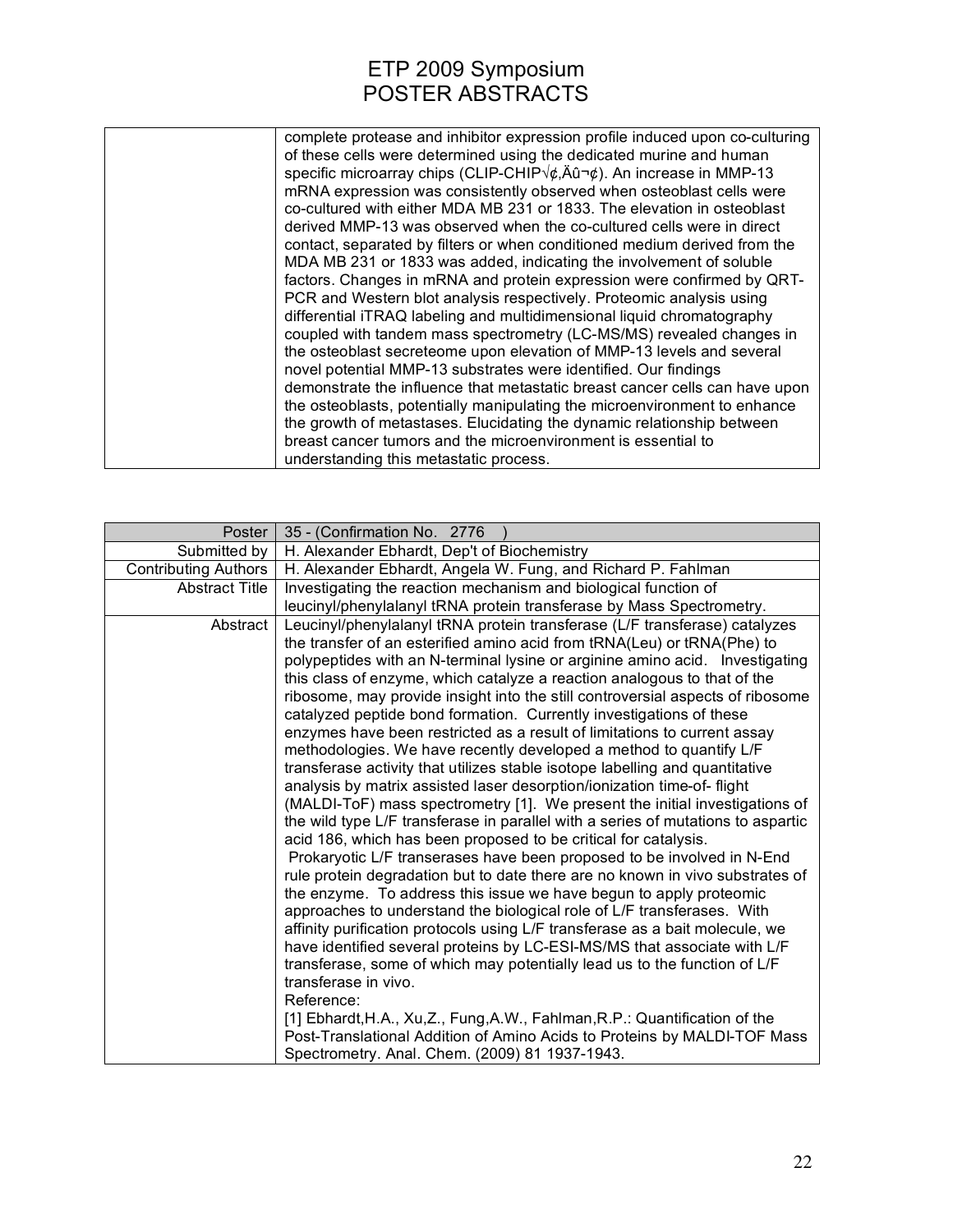# ETP 2009 Symposium
# POSTER ABSTRACTS

| | |
|---|---|
| | complete protease and inhibitor expression profile induced upon co-culturing of these cells were determined using the dedicated murine and human specific microarray chips (CLIP-CHIP√¢,Äû¬¢). An increase in MMP-13 mRNA expression was consistently observed when osteoblast cells were co-cultured with either MDA MB 231 or 1833. The elevation in osteoblast derived MMP-13 was observed when the co-cultured cells were in direct contact, separated by filters or when conditioned medium derived from the MDA MB 231 or 1833 was added, indicating the involvement of soluble factors. Changes in mRNA and protein expression were confirmed by QRT-PCR and Western blot analysis respectively. Proteomic analysis using differential iTRAQ labeling and multidimensional liquid chromatography coupled with tandem mass spectrometry (LC-MS/MS) revealed changes in the osteoblast secreteome upon elevation of MMP-13 levels and several novel potential MMP-13 substrates were identified. Our findings demonstrate the influence that metastatic breast cancer cells can have upon the osteoblasts, potentially manipulating the microenvironment to enhance the growth of metastases. Elucidating the dynamic relationship between breast cancer tumors and the microenvironment is essential to understanding this metastatic process. |

| Poster | 35 - (Confirmation No. 2776 ) |
|---|---|
| Submitted by | H. Alexander Ebhardt, Dep't of Biochemistry |
| Contributing Authors | H. Alexander Ebhardt, Angela W. Fung, and Richard P. Fahlman |
| Abstract Title | Investigating the reaction mechanism and biological function of leucinyl/phenylalanyl tRNA protein transferase by Mass Spectrometry. |
| Abstract | Leucinyl/phenylalanyl tRNA protein transferase (L/F transferase) catalyzes the transfer of an esterified amino acid from tRNA(Leu) or tRNA(Phe) to polypeptides with an N-terminal lysine or arginine amino acid. Investigating this class of enzyme, which catalyze a reaction analogous to that of the ribosome, may provide insight into the still controversial aspects of ribosome catalyzed peptide bond formation. Currently investigations of these enzymes have been restricted as a result of limitations to current assay methodologies. We have recently developed a method to quantify L/F transferase activity that utilizes stable isotope labelling and quantitative analysis by matrix assisted laser desorption/ionization time-of- flight (MALDI-ToF) mass spectrometry [1]. We present the initial investigations of the wild type L/F transferase in parallel with a series of mutations to aspartic acid 186, which has been proposed to be critical for catalysis.<br>Prokaryotic L/F transerases have been proposed to be involved in N-End rule protein degradation but to date there are no known in vivo substrates of the enzyme. To address this issue we have begun to apply proteomic approaches to understand the biological role of L/F transferases. With affinity purification protocols using L/F transferase as a bait molecule, we have identified several proteins by LC-ESI-MS/MS that associate with L/F transferase, some of which may potentially lead us to the function of L/F transferase in vivo.<br>Reference:<br>[1] Ebhardt,H.A., Xu,Z., Fung,A.W., Fahlman,R.P.: Quantification of the Post-Translational Addition of Amino Acids to Proteins by MALDI-TOF Mass Spectrometry. Anal. Chem. (2009) 81 1937-1943. |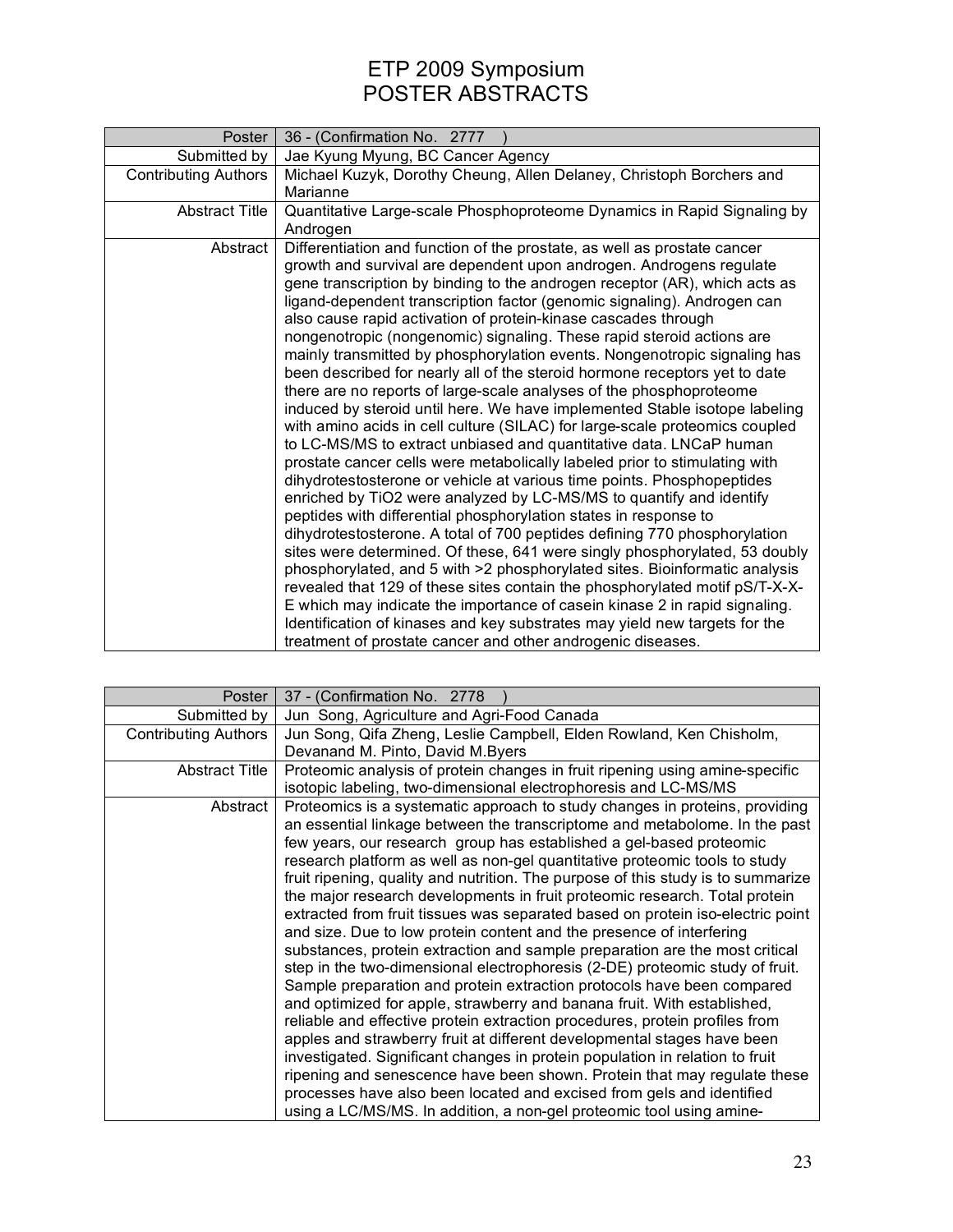# ETP 2009 Symposium
# POSTER ABSTRACTS

| Poster | 36 - (Confirmation No. 2777 ) |
|---|---|
| Submitted by | Jae Kyung Myung, BC Cancer Agency |
| Contributing Authors | Michael Kuzyk, Dorothy Cheung, Allen Delaney, Christoph Borchers and Marianne |
| Abstract Title | Quantitative Large-scale Phosphoproteome Dynamics in Rapid Signaling by Androgen |
| Abstract | Differentiation and function of the prostate, as well as prostate cancer growth and survival are dependent upon androgen. Androgens regulate gene transcription by binding to the androgen receptor (AR), which acts as ligand-dependent transcription factor (genomic signaling). Androgen can also cause rapid activation of protein-kinase cascades through nongenotropic (nongenomic) signaling. These rapid steroid actions are mainly transmitted by phosphorylation events. Nongenotropic signaling has been described for nearly all of the steroid hormone receptors yet to date there are no reports of large-scale analyses of the phosphoproteome induced by steroid until here. We have implemented Stable isotope labeling with amino acids in cell culture (SILAC) for large-scale proteomics coupled to LC-MS/MS to extract unbiased and quantitative data. LNCaP human prostate cancer cells were metabolically labeled prior to stimulating with dihydrotestosterone or vehicle at various time points. Phosphopeptides enriched by $TiO_2$ were analyzed by LC-MS/MS to quantify and identify peptides with differential phosphorylation states in response to dihydrotestosterone. A total of 700 peptides defining 770 phosphorylation sites were determined. Of these, 641 were singly phosphorylated, 53 doubly phosphorylated, and 5 with >2 phosphorylated sites. Bioinformatic analysis revealed that 129 of these sites contain the phosphorylated motif pS/T-X-X-E which may indicate the importance of casein kinase 2 in rapid signaling. Identification of kinases and key substrates may yield new targets for the treatment of prostate cancer and other androgenic diseases. |

| Poster | 37 - (Confirmation No. 2778 ) |
|---|---|
| Submitted by | Jun Song, Agriculture and Agri-Food Canada |
| Contributing Authors | Jun Song, Qifa Zheng, Leslie Campbell, Elden Rowland, Ken Chisholm, Devanand M. Pinto, David M.Byers |
| Abstract Title | Proteomic analysis of protein changes in fruit ripening using amine-specific isotopic labeling, two-dimensional electrophoresis and LC-MS/MS |
| Abstract | Proteomics is a systematic approach to study changes in proteins, providing an essential linkage between the transcriptome and metabolome. In the past few years, our research group has established a gel-based proteomic research platform as well as non-gel quantitative proteomic tools to study fruit ripening, quality and nutrition. The purpose of this study is to summarize the major research developments in fruit proteomic research. Total protein extracted from fruit tissues was separated based on protein iso-electric point and size. Due to low protein content and the presence of interfering substances, protein extraction and sample preparation are the most critical step in the two-dimensional electrophoresis (2-DE) proteomic study of fruit. Sample preparation and protein extraction protocols have been compared and optimized for apple, strawberry and banana fruit. With established, reliable and effective protein extraction procedures, protein profiles from apples and strawberry fruit at different developmental stages have been investigated. Significant changes in protein population in relation to fruit ripening and senescence have been shown. Protein that may regulate these processes have also been located and excised from gels and identified using a LC/MS/MS. In addition, a non-gel proteomic tool using amine- |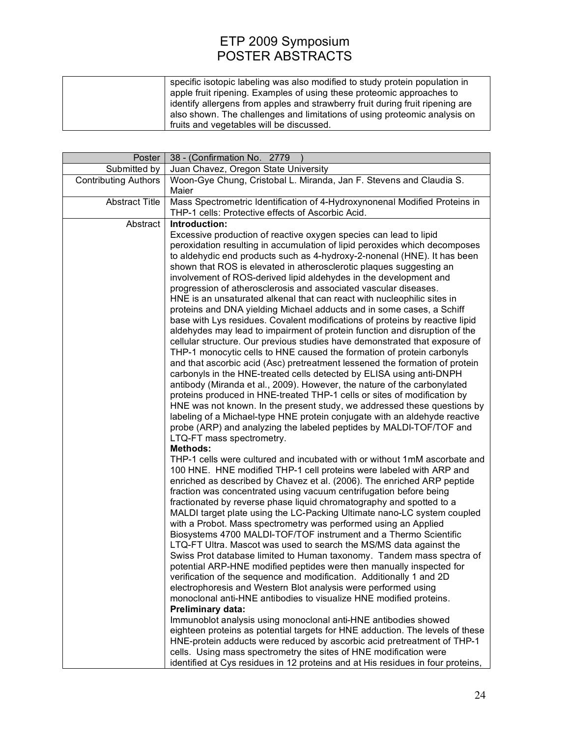| | |
|---|---|
| | specific isotopic labeling was also modified to study protein population in apple fruit ripening. Examples of using these proteomic approaches to identify allergens from apples and strawberry fruit during fruit ripening are also shown. The challenges and limitations of using proteomic analysis on fruits and vegetables will be discussed. |

| Poster | 38 - (Confirmation No. 2779 ) |
|---:|---|
| Submitted by | Juan Chavez, Oregon State University |
| Contributing Authors | Woon-Gye Chung, Cristobal L. Miranda, Jan F. Stevens and Claudia S. Maier |
| Abstract Title | Mass Spectrometric Identification of 4-Hydroxynonenal Modified Proteins in THP-1 cells: Protective effects of Ascorbic Acid. |
| Abstract | **Introduction:** Excessive production of reactive oxygen species can lead to lipid peroxidation resulting in accumulation of lipid peroxides which decomposes to aldehydic end products such as 4-hydroxy-2-nonenal (HNE). It has been shown that ROS is elevated in atherosclerotic plaques suggesting an involvement of ROS-derived lipid aldehydes in the development and progression of atherosclerosis and associated vascular diseases. HNE is an unsaturated alkenal that can react with nucleophilic sites in proteins and DNA yielding Michael adducts and in some cases, a Schiff base with Lys residues. Covalent modifications of proteins by reactive lipid aldehydes may lead to impairment of protein function and disruption of the cellular structure. Our previous studies have demonstrated that exposure of THP-1 monocytic cells to HNE caused the formation of protein carbonyls and that ascorbic acid (Asc) pretreatment lessened the formation of protein carbonyls in the HNE-treated cells detected by ELISA using anti-DNPH antibody (Miranda et al., 2009). However, the nature of the carbonylated proteins produced in HNE-treated THP-1 cells or sites of modification by HNE was not known. In the present study, we addressed these questions by labeling of a Michael-type HNE protein conjugate with an aldehyde reactive probe (ARP) and analyzing the labeled peptides by MALDI-TOF/TOF and LTQ-FT mass spectrometry.<br>**Methods:** THP-1 cells were cultured and incubated with or without 1mM ascorbate and 100 HNE. HNE modified THP-1 cell proteins were labeled with ARP and enriched as described by Chavez et al. (2006). The enriched ARP peptide fraction was concentrated using vacuum centrifugation before being fractionated by reverse phase liquid chromatography and spotted to a MALDI target plate using the LC-Packing Ultimate nano-LC system coupled with a Probot. Mass spectrometry was performed using an Applied Biosystems 4700 MALDI-TOF/TOF instrument and a Thermo Scientific LTQ-FT Ultra. Mascot was used to search the MS/MS data against the Swiss Prot database limited to Human taxonomy. Tandem mass spectra of potential ARP-HNE modified peptides were then manually inspected for verification of the sequence and modification. Additionally 1 and 2D electrophoresis and Western Blot analysis were performed using monoclonal anti-HNE antibodies to visualize HNE modified proteins.<br>**Preliminary data:** Immunoblot analysis using monoclonal anti-HNE antibodies showed eighteen proteins as potential targets for HNE adduction. The levels of these HNE-protein adducts were reduced by ascorbic acid pretreatment of THP-1 cells. Using mass spectrometry the sites of HNE modification were identified at Cys residues in 12 proteins and at His residues in four proteins, |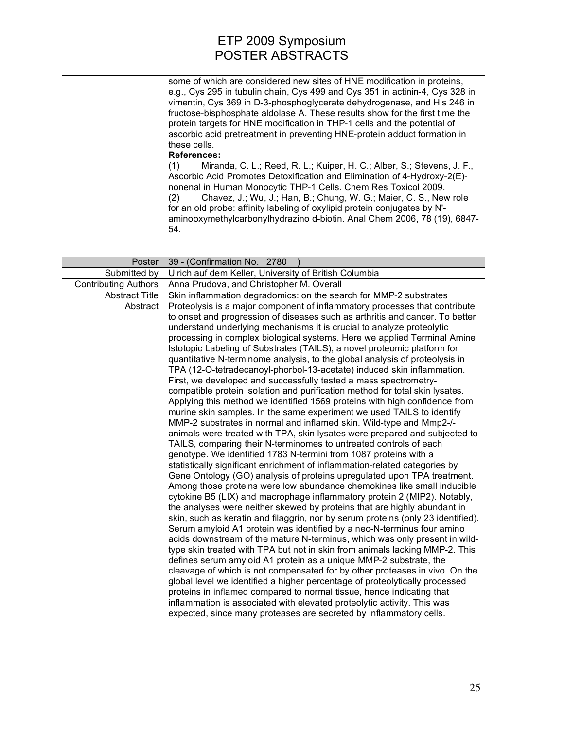| | |
|---|---|
| | some of which are considered new sites of HNE modification in proteins, e.g., Cys 295 in tubulin chain, Cys 499 and Cys 351 in actinin-4, Cys 328 in vimentin, Cys 369 in D-3-phosphoglycerate dehydrogenase, and His 246 in fructose-bisphosphate aldolase A. These results show for the first time the protein targets for HNE modification in THP-1 cells and the potential of ascorbic acid pretreatment in preventing HNE-protein adduct formation in these cells.<br>**References:**<br>(1) Miranda, C. L.; Reed, R. L.; Kuiper, H. C.; Alber, S.; Stevens, J. F., Ascorbic Acid Promotes Detoxification and Elimination of 4-Hydroxy-2(E)-nonenal in Human Monocytic THP-1 Cells. Chem Res Toxicol 2009.<br>(2) Chavez, J.; Wu, J.; Han, B.; Chung, W. G.; Maier, C. S., New role for an old probe: affinity labeling of oxylipid protein conjugates by N'-aminooxymethylcarbonylhydrazino d-biotin. Anal Chem 2006, 78 (19), 6847-54. |

| Poster | 39 - (Confirmation No. 2780 ) |
|---|---|
| Submitted by | Ulrich auf dem Keller, University of British Columbia |
| Contributing Authors | Anna Prudova, and Christopher M. Overall |
| Abstract Title | Skin inflammation degradomics: on the search for MMP-2 substrates |
| Abstract | Proteolysis is a major component of inflammatory processes that contribute to onset and progression of diseases such as arthritis and cancer. To better understand underlying mechanisms it is crucial to analyze proteolytic processing in complex biological systems. Here we applied Terminal Amine Istotopic Labeling of Substrates (TAILS), a novel proteomic platform for quantitative N-terminome analysis, to the global analysis of proteolysis in TPA (12-O-tetradecanoyl-phorbol-13-acetate) induced skin inflammation. First, we developed and successfully tested a mass spectrometry-compatible protein isolation and purification method for total skin lysates. Applying this method we identified 1569 proteins with high confidence from murine skin samples. In the same experiment we used TAILS to identify MMP-2 substrates in normal and inflamed skin. Wild-type and Mmp2-/- animals were treated with TPA, skin lysates were prepared and subjected to TAILS, comparing their N-terminomes to untreated controls of each genotype. We identified 1783 N-termini from 1087 proteins with a statistically significant enrichment of inflammation-related categories by Gene Ontology (GO) analysis of proteins upregulated upon TPA treatment. Among those proteins were low abundance chemokines like small inducible cytokine B5 (LIX) and macrophage inflammatory protein 2 (MIP2). Notably, the analyses were neither skewed by proteins that are highly abundant in skin, such as keratin and filaggrin, nor by serum proteins (only 23 identified). Serum amyloid A1 protein was identified by a neo-N-terminus four amino acids downstream of the mature N-terminus, which was only present in wild-type skin treated with TPA but not in skin from animals lacking MMP-2. This defines serum amyloid A1 protein as a unique MMP-2 substrate, the cleavage of which is not compensated for by other proteases in vivo. On the global level we identified a higher percentage of proteolytically processed proteins in inflamed compared to normal tissue, hence indicating that inflammation is associated with elevated proteolytic activity. This was expected, since many proteases are secreted by inflammatory cells. |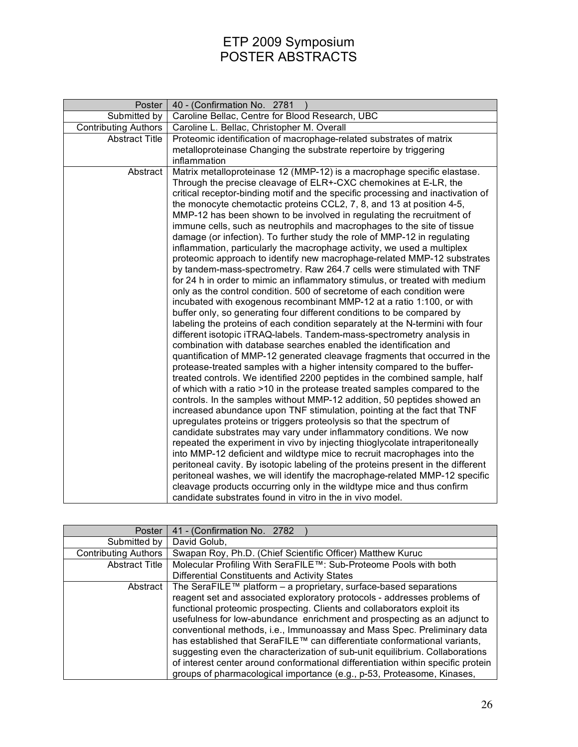# ETP 2009 Symposium
# POSTER ABSTRACTS

| Poster | 40 - (Confirmation No. 2781 ) |
|---|---|
| Submitted by | Caroline Bellac, Centre for Blood Research, UBC |
| Contributing Authors | Caroline L. Bellac, Christopher M. Overall |
| Abstract Title | Proteomic identification of macrophage-related substrates of matrix metalloproteinase Changing the substrate repertoire by triggering inflammation |
| Abstract | Matrix metalloproteinase 12 (MMP-12) is a macrophage specific elastase. Through the precise cleavage of ELR+-CXC chemokines at E-LR, the critical receptor-binding motif and the specific processing and inactivation of the monocyte chemotactic proteins CCL2, 7, 8, and 13 at position 4-5, MMP-12 has been shown to be involved in regulating the recruitment of immune cells, such as neutrophils and macrophages to the site of tissue damage (or infection). To further study the role of MMP-12 in regulating inflammation, particularly the macrophage activity, we used a multiplex proteomic approach to identify new macrophage-related MMP-12 substrates by tandem-mass-spectrometry. Raw 264.7 cells were stimulated with TNF for 24 h in order to mimic an inflammatory stimulus, or treated with medium only as the control condition. 500 of secretome of each condition were incubated with exogenous recombinant MMP-12 at a ratio 1:100, or with buffer only, so generating four different conditions to be compared by labeling the proteins of each condition separately at the N-termini with four different isotopic iTRAQ-labels. Tandem-mass-spectrometry analysis in combination with database searches enabled the identification and quantification of MMP-12 generated cleavage fragments that occurred in the protease-treated samples with a higher intensity compared to the buffer-treated controls. We identified 2200 peptides in the combined sample, half of which with a ratio >10 in the protease treated samples compared to the controls. In the samples without MMP-12 addition, 50 peptides showed an increased abundance upon TNF stimulation, pointing at the fact that TNF upregulates proteins or triggers proteolysis so that the spectrum of candidate substrates may vary under inflammatory conditions. We now repeated the experiment in vivo by injecting thioglycolate intraperitoneally into MMP-12 deficient and wildtype mice to recruit macrophages into the peritoneal cavity. By isotopic labeling of the proteins present in the different peritoneal washes, we will identify the macrophage-related MMP-12 specific cleavage products occurring only in the wildtype mice and thus confirm candidate substrates found in vitro in the in vivo model. |

| Poster | 41 - (Confirmation No. 2782 ) |
|---|---|
| Submitted by | David Golub, |
| Contributing Authors | Swapan Roy, Ph.D. (Chief Scientific Officer) Matthew Kuruc |
| Abstract Title | Molecular Profiling With SeraFILE™: Sub-Proteome Pools with both Differential Constituents and Activity States |
| Abstract | The SeraFILE™ platform – a proprietary, surface-based separations reagent set and associated exploratory protocols - addresses problems of functional proteomic prospecting. Clients and collaborators exploit its usefulness for low-abundance enrichment and prospecting as an adjunct to conventional methods, i.e., Immunoassay and Mass Spec. Preliminary data has established that SeraFILE™ can differentiate conformational variants, suggesting even the characterization of sub-unit equilibrium. Collaborations of interest center around conformational differentiation within specific protein groups of pharmacological importance (e.g., p-53, Proteasome, Kinases, |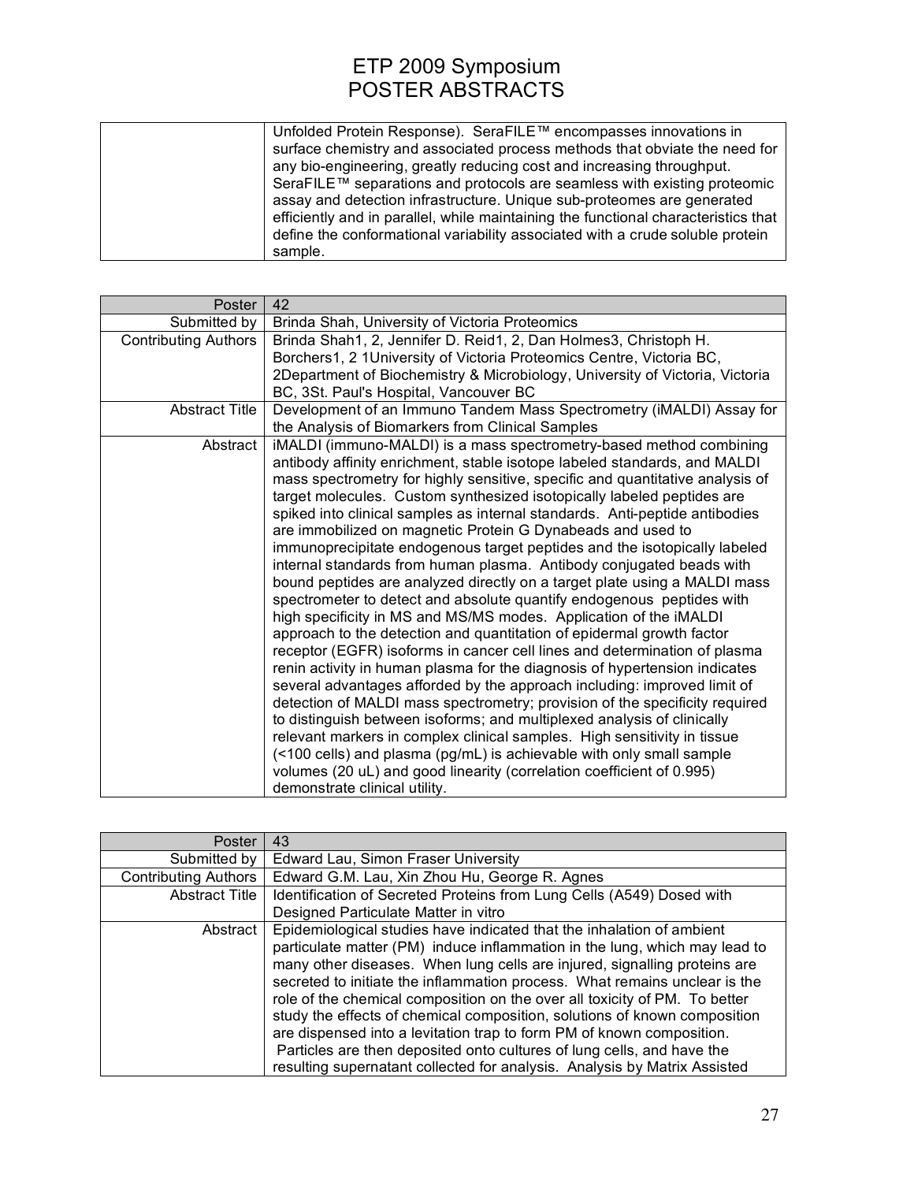| | |
|---|---|
| | Unfolded Protein Response). SeraFILE™ encompasses innovations in surface chemistry and associated process methods that obviate the need for any bio-engineering, greatly reducing cost and increasing throughput. SeraFILE™ separations and protocols are seamless with existing proteomic assay and detection infrastructure. Unique sub-proteomes are generated efficiently and in parallel, while maintaining the functional characteristics that define the conformational variability associated with a crude soluble protein sample. |

| Poster | 42 |
|---|---|
| Submitted by | Brinda Shah, University of Victoria Proteomics |
| Contributing Authors | Brinda Shah[1, 2], Jennifer D. Reid[1, 2], Dan Holmes[3], Christoph H. Borchers[1, 2] [1]University of Victoria Proteomics Centre, Victoria BC, [2]Department of Biochemistry & Microbiology, University of Victoria, Victoria BC, [3]St. Paul's Hospital, Vancouver BC |
| Abstract Title | Development of an Immuno Tandem Mass Spectrometry (iMALDI) Assay for the Analysis of Biomarkers from Clinical Samples |
| Abstract | iMALDI (immuno-MALDI) is a mass spectrometry-based method combining antibody affinity enrichment, stable isotope labeled standards, and MALDI mass spectrometry for highly sensitive, specific and quantitative analysis of target molecules. Custom synthesized isotopically labeled peptides are spiked into clinical samples as internal standards. Anti-peptide antibodies are immobilized on magnetic Protein G Dynabeads and used to immunoprecipitate endogenous target peptides and the isotopically labeled internal standards from human plasma. Antibody conjugated beads with bound peptides are analyzed directly on a target plate using a MALDI mass spectrometer to detect and absolute quantify endogenous peptides with high specificity in MS and MS/MS modes. Application of the iMALDI approach to the detection and quantitation of epidermal growth factor receptor (EGFR) isoforms in cancer cell lines and determination of plasma renin activity in human plasma for the diagnosis of hypertension indicates several advantages afforded by the approach including: improved limit of detection of MALDI mass spectrometry; provision of the specificity required to distinguish between isoforms; and multiplexed analysis of clinically relevant markers in complex clinical samples. High sensitivity in tissue (<100 cells) and plasma (pg/mL) is achievable with only small sample volumes (20 uL) and good linearity (correlation coefficient of 0.995) demonstrate clinical utility. |

| Poster | 43 |
|---|---|
| Submitted by | Edward Lau, Simon Fraser University |
| Contributing Authors | Edward G.M. Lau, Xin Zhou Hu, George R. Agnes |
| Abstract Title | Identification of Secreted Proteins from Lung Cells (A549) Dosed with Designed Particulate Matter in vitro |
| Abstract | Epidemiological studies have indicated that the inhalation of ambient particulate matter (PM) induce inflammation in the lung, which may lead to many other diseases. When lung cells are injured, signalling proteins are secreted to initiate the inflammation process. What remains unclear is the role of the chemical composition on the over all toxicity of PM. To better study the effects of chemical composition, solutions of known composition are dispensed into a levitation trap to form PM of known composition. Particles are then deposited onto cultures of lung cells, and have the resulting supernatant collected for analysis. Analysis by Matrix Assisted |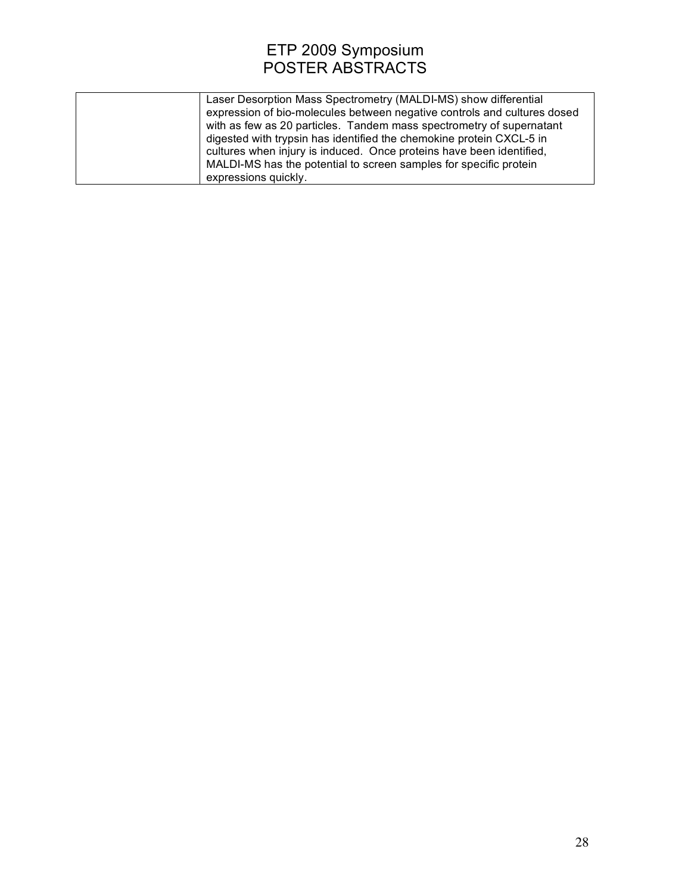| | |
|---|---|
| | Laser Desorption Mass Spectrometry (MALDI-MS) show differential expression of bio-molecules between negative controls and cultures dosed with as few as 20 particles. Tandem mass spectrometry of supernatant digested with trypsin has identified the chemokine protein CXCL-5 in cultures when injury is induced. Once proteins have been identified, MALDI-MS has the potential to screen samples for specific protein expressions quickly. |